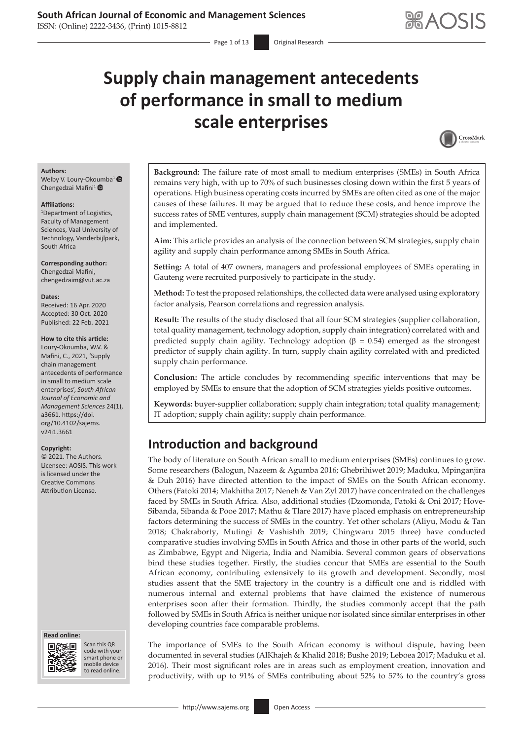# Supply chain management antecedents of performance in small to medium scale enterprises

**Authors:**
Welby V. Loury-Okoumba[1]
Chengedzai Mafini[1]

**Affiliations:**
[1]Department of Logistics, Faculty of Management Sciences, Vaal University of Technology, Vanderbijlpark, South Africa

**Corresponding author:**
Chengedzai Mafini,
chengedzaim@vut.ac.za

**Dates:**
Received: 16 Apr. 2020
Accepted: 30 Oct. 2020
Published: 22 Feb. 2021

**How to cite this article:**
Loury-Okoumba, W.V. & Mafini, C., 2021, 'Supply chain management antecedents of performance in small to medium scale enterprises', *South African Journal of Economic and Management Sciences* 24(1), a3661. https://doi.org/10.4102/sajems.v24i1.3661

**Copyright:**
© 2021. The Authors. Licensee: AOSIS. This work is licensed under the Creative Commons Attribution License.

**Background:** The failure rate of most small to medium enterprises (SMEs) in South Africa remains very high, with up to 70% of such businesses closing down within the first 5 years of operations. High business operating costs incurred by SMEs are often cited as one of the major causes of these failures. It may be argued that to reduce these costs, and hence improve the success rates of SME ventures, supply chain management (SCM) strategies should be adopted and implemented.

**Aim:** This article provides an analysis of the connection between SCM strategies, supply chain agility and supply chain performance among SMEs in South Africa.

**Setting:** A total of 407 owners, managers and professional employees of SMEs operating in Gauteng were recruited purposively to participate in the study.

**Method:** To test the proposed relationships, the collected data were analysed using exploratory factor analysis, Pearson correlations and regression analysis.

**Result:** The results of the study disclosed that all four SCM strategies (supplier collaboration, total quality management, technology adoption, supply chain integration) correlated with and predicted supply chain agility. Technology adoption ($\beta = 0.54$) emerged as the strongest predictor of supply chain agility. In turn, supply chain agility correlated with and predicted supply chain performance.

**Conclusion:** The article concludes by recommending specific interventions that may be employed by SMEs to ensure that the adoption of SCM strategies yields positive outcomes.

**Keywords:** buyer-supplier collaboration; supply chain integration; total quality management; IT adoption; supply chain agility; supply chain performance.

## Introduction and background

The body of literature on South African small to medium enterprises (SMEs) continues to grow. Some researchers (Balogun, Nazeem & Agumba 2016; Ghebrihiwet 2019; Maduku, Mpinganjira & Duh 2016) have directed attention to the impact of SMEs on the South African economy. Others (Fatoki 2014; Makhitha 2017; Neneh & Van Zyl 2017) have concentrated on the challenges faced by SMEs in South Africa. Also, additional studies (Dzomonda, Fatoki & Oni 2017; Hove-Sibanda, Sibanda & Pooe 2017; Mathu & Tlare 2017) have placed emphasis on entrepreneurship factors determining the success of SMEs in the country. Yet other scholars (Aliyu, Modu & Tan 2018; Chakraborty, Mutingi & Vashishth 2019; Chingwaru 2015 three) have conducted comparative studies involving SMEs in South Africa and those in other parts of the world, such as Zimbabwe, Egypt and Nigeria, India and Namibia. Several common gears of observations bind these studies together. Firstly, the studies concur that SMEs are essential to the South African economy, contributing extensively to its growth and development. Secondly, most studies assent that the SME trajectory in the country is a difficult one and is riddled with numerous internal and external problems that have claimed the existence of numerous enterprises soon after their formation. Thirdly, the studies commonly accept that the path followed by SMEs in South Africa is neither unique nor isolated since similar enterprises in other developing countries face comparable problems.

The importance of SMEs to the South African economy is without dispute, having been documented in several studies (AlKhajeh & Khalid 2018; Bushe 2019; Leboea 2017; Maduku et al. 2016). Their most significant roles are in areas such as employment creation, innovation and productivity, with up to 91% of SMEs contributing about 52% to 57% to the country's gross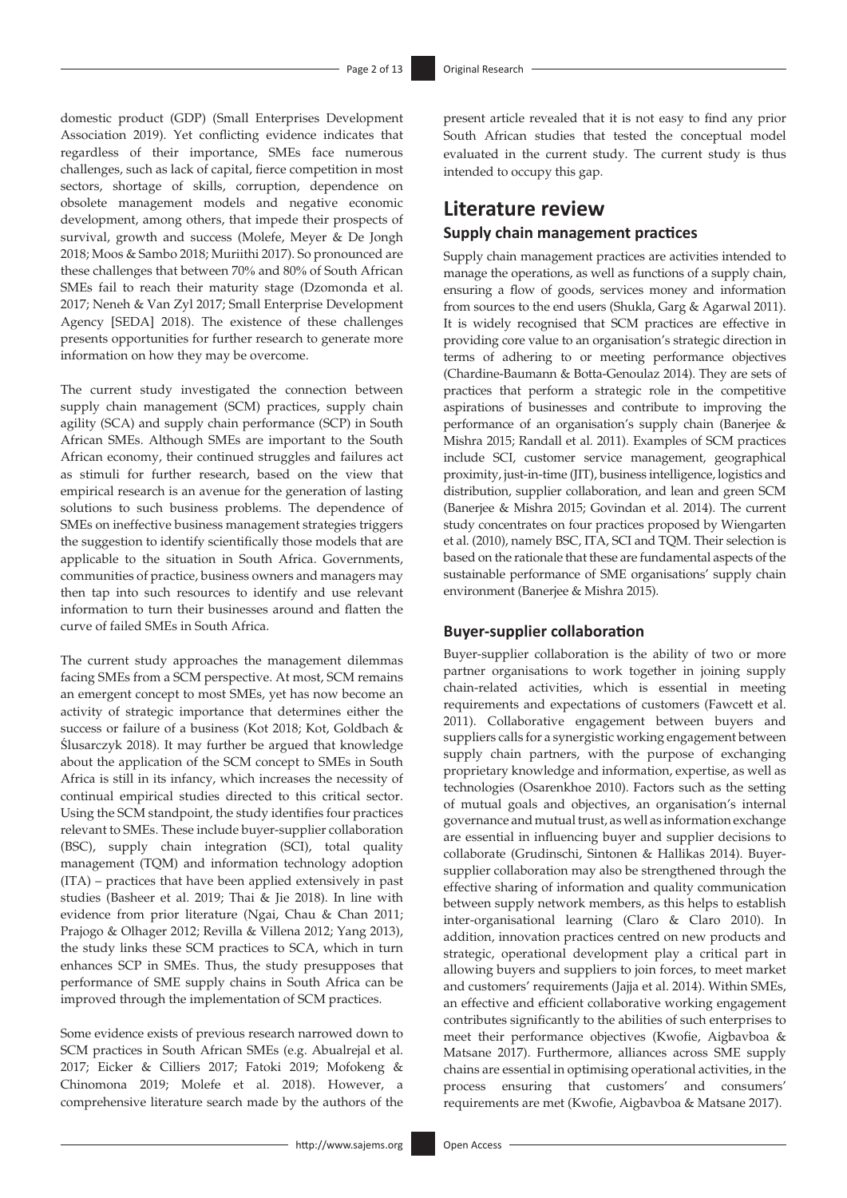domestic product (GDP) (Small Enterprises Development Association 2019). Yet conflicting evidence indicates that regardless of their importance, SMEs face numerous challenges, such as lack of capital, fierce competition in most sectors, shortage of skills, corruption, dependence on obsolete management models and negative economic development, among others, that impede their prospects of survival, growth and success (Molefe, Meyer & De Jongh 2018; Moos & Sambo 2018; Muriithi 2017). So pronounced are these challenges that between 70% and 80% of South African SMEs fail to reach their maturity stage (Dzomonda et al. 2017; Neneh & Van Zyl 2017; Small Enterprise Development Agency [SEDA] 2018). The existence of these challenges presents opportunities for further research to generate more information on how they may be overcome.

The current study investigated the connection between supply chain management (SCM) practices, supply chain agility (SCA) and supply chain performance (SCP) in South African SMEs. Although SMEs are important to the South African economy, their continued struggles and failures act as stimuli for further research, based on the view that empirical research is an avenue for the generation of lasting solutions to such business problems. The dependence of SMEs on ineffective business management strategies triggers the suggestion to identify scientifically those models that are applicable to the situation in South Africa. Governments, communities of practice, business owners and managers may then tap into such resources to identify and use relevant information to turn their businesses around and flatten the curve of failed SMEs in South Africa.

The current study approaches the management dilemmas facing SMEs from a SCM perspective. At most, SCM remains an emergent concept to most SMEs, yet has now become an activity of strategic importance that determines either the success or failure of a business (Kot 2018; Kot, Goldbach & Ślusarczyk 2018). It may further be argued that knowledge about the application of the SCM concept to SMEs in South Africa is still in its infancy, which increases the necessity of continual empirical studies directed to this critical sector. Using the SCM standpoint, the study identifies four practices relevant to SMEs. These include buyer-supplier collaboration (BSC), supply chain integration (SCI), total quality management (TQM) and information technology adoption (ITA) – practices that have been applied extensively in past studies (Basheer et al. 2019; Thai & Jie 2018). In line with evidence from prior literature (Ngai, Chau & Chan 2011; Prajogo & Olhager 2012; Revilla & Villena 2012; Yang 2013), the study links these SCM practices to SCA, which in turn enhances SCP in SMEs. Thus, the study presupposes that performance of SME supply chains in South Africa can be improved through the implementation of SCM practices.

Some evidence exists of previous research narrowed down to SCM practices in South African SMEs (e.g. Abualrejal et al. 2017; Eicker & Cilliers 2017; Fatoki 2019; Mofokeng & Chinomona 2019; Molefe et al. 2018). However, a comprehensive literature search made by the authors of the present article revealed that it is not easy to find any prior South African studies that tested the conceptual model evaluated in the current study. The current study is thus intended to occupy this gap.

## Literature review

### Supply chain management practices

Supply chain management practices are activities intended to manage the operations, as well as functions of a supply chain, ensuring a flow of goods, services money and information from sources to the end users (Shukla, Garg & Agarwal 2011). It is widely recognised that SCM practices are effective in providing core value to an organisation's strategic direction in terms of adhering to or meeting performance objectives (Chardine-Baumann & Botta-Genoulaz 2014). They are sets of practices that perform a strategic role in the competitive aspirations of businesses and contribute to improving the performance of an organisation's supply chain (Banerjee & Mishra 2015; Randall et al. 2011). Examples of SCM practices include SCI, customer service management, geographical proximity, just-in-time (JIT), business intelligence, logistics and distribution, supplier collaboration, and lean and green SCM (Banerjee & Mishra 2015; Govindan et al. 2014). The current study concentrates on four practices proposed by Wiengarten et al. (2010), namely BSC, ITA, SCI and TQM. Their selection is based on the rationale that these are fundamental aspects of the sustainable performance of SME organisations' supply chain environment (Banerjee & Mishra 2015).

### Buyer-supplier collaboration

Buyer-supplier collaboration is the ability of two or more partner organisations to work together in joining supply chain-related activities, which is essential in meeting requirements and expectations of customers (Fawcett et al. 2011). Collaborative engagement between buyers and suppliers calls for a synergistic working engagement between supply chain partners, with the purpose of exchanging proprietary knowledge and information, expertise, as well as technologies (Osarenkhoe 2010). Factors such as the setting of mutual goals and objectives, an organisation's internal governance and mutual trust, as well as information exchange are essential in influencing buyer and supplier decisions to collaborate (Grudinschi, Sintonen & Hallikas 2014). Buyer-supplier collaboration may also be strengthened through the effective sharing of information and quality communication between supply network members, as this helps to establish inter-organisational learning (Claro & Claro 2010). In addition, innovation practices centred on new products and strategic, operational development play a critical part in allowing buyers and suppliers to join forces, to meet market and customers' requirements (Jajja et al. 2014). Within SMEs, an effective and efficient collaborative working engagement contributes significantly to the abilities of such enterprises to meet their performance objectives (Kwofie, Aigbavboa & Matsane 2017). Furthermore, alliances across SME supply chains are essential in optimising operational activities, in the process ensuring that customers' and consumers' requirements are met (Kwofie, Aigbavboa & Matsane 2017).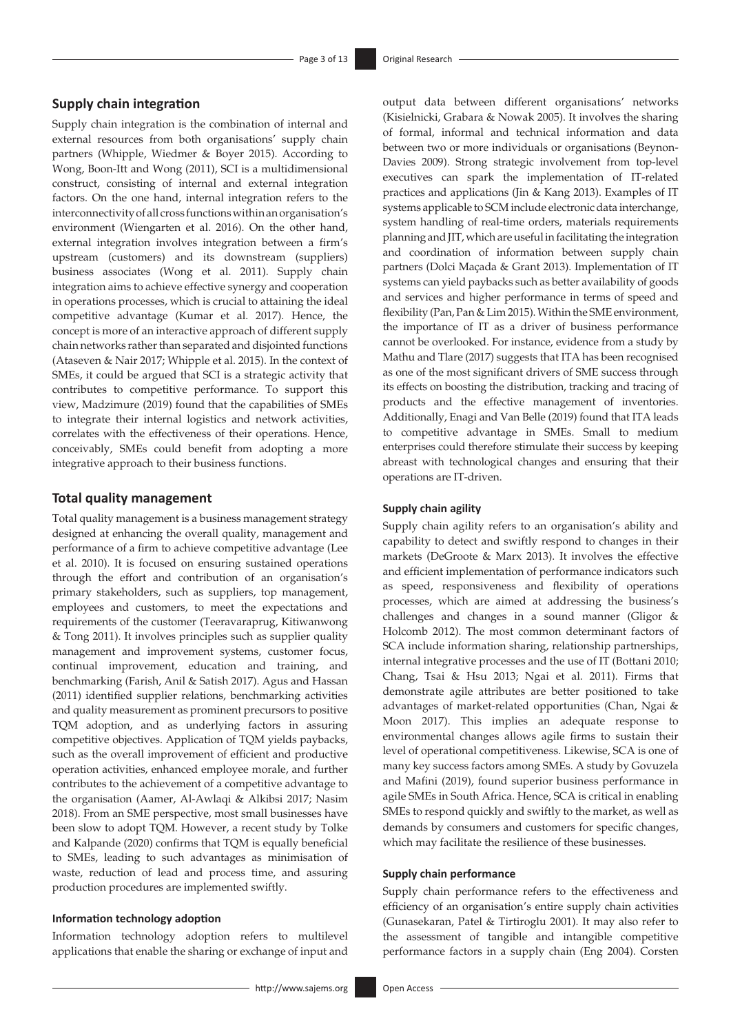## Supply chain integration

Supply chain integration is the combination of internal and external resources from both organisations' supply chain partners (Whipple, Wiedmer & Boyer 2015). According to Wong, Boon-Itt and Wong (2011), SCI is a multidimensional construct, consisting of internal and external integration factors. On the one hand, internal integration refers to the interconnectivity of all cross functions within an organisation's environment (Wiengarten et al. 2016). On the other hand, external integration involves integration between a firm's upstream (customers) and its downstream (suppliers) business associates (Wong et al. 2011). Supply chain integration aims to achieve effective synergy and cooperation in operations processes, which is crucial to attaining the ideal competitive advantage (Kumar et al. 2017). Hence, the concept is more of an interactive approach of different supply chain networks rather than separated and disjointed functions (Ataseven & Nair 2017; Whipple et al. 2015). In the context of SMEs, it could be argued that SCI is a strategic activity that contributes to competitive performance. To support this view, Madzimure (2019) found that the capabilities of SMEs to integrate their internal logistics and network activities, correlates with the effectiveness of their operations. Hence, conceivably, SMEs could benefit from adopting a more integrative approach to their business functions.

## Total quality management

Total quality management is a business management strategy designed at enhancing the overall quality, management and performance of a firm to achieve competitive advantage (Lee et al. 2010). It is focused on ensuring sustained operations through the effort and contribution of an organisation's primary stakeholders, such as suppliers, top management, employees and customers, to meet the expectations and requirements of the customer (Teeravaraprug, Kitiwanwong & Tong 2011). It involves principles such as supplier quality management and improvement systems, customer focus, continual improvement, education and training, and benchmarking (Farish, Anil & Satish 2017). Agus and Hassan (2011) identified supplier relations, benchmarking activities and quality measurement as prominent precursors to positive TQM adoption, and as underlying factors in assuring competitive objectives. Application of TQM yields paybacks, such as the overall improvement of efficient and productive operation activities, enhanced employee morale, and further contributes to the achievement of a competitive advantage to the organisation (Aamer, Al-Awlaqi & Alkibsi 2017; Nasim 2018). From an SME perspective, most small businesses have been slow to adopt TQM. However, a recent study by Tolke and Kalpande (2020) confirms that TQM is equally beneficial to SMEs, leading to such advantages as minimisation of waste, reduction of lead and process time, and assuring production procedures are implemented swiftly.

### Information technology adoption

Information technology adoption refers to multilevel applications that enable the sharing or exchange of input and output data between different organisations' networks (Kisielnicki, Grabara & Nowak 2005). It involves the sharing of formal, informal and technical information and data between two or more individuals or organisations (Beynon-Davies 2009). Strong strategic involvement from top-level executives can spark the implementation of IT-related practices and applications (Jin & Kang 2013). Examples of IT systems applicable to SCM include electronic data interchange, system handling of real-time orders, materials requirements planning and JIT, which are useful in facilitating the integration and coordination of information between supply chain partners (Dolci Maçada & Grant 2013). Implementation of IT systems can yield paybacks such as better availability of goods and services and higher performance in terms of speed and flexibility (Pan, Pan & Lim 2015). Within the SME environment, the importance of IT as a driver of business performance cannot be overlooked. For instance, evidence from a study by Mathu and Tlare (2017) suggests that ITA has been recognised as one of the most significant drivers of SME success through its effects on boosting the distribution, tracking and tracing of products and the effective management of inventories. Additionally, Enagi and Van Belle (2019) found that ITA leads to competitive advantage in SMEs. Small to medium enterprises could therefore stimulate their success by keeping abreast with technological changes and ensuring that their operations are IT-driven.

### Supply chain agility

Supply chain agility refers to an organisation's ability and capability to detect and swiftly respond to changes in their markets (DeGroote & Marx 2013). It involves the effective and efficient implementation of performance indicators such as speed, responsiveness and flexibility of operations processes, which are aimed at addressing the business's challenges and changes in a sound manner (Gligor & Holcomb 2012). The most common determinant factors of SCA include information sharing, relationship partnerships, internal integrative processes and the use of IT (Bottani 2010; Chang, Tsai & Hsu 2013; Ngai et al. 2011). Firms that demonstrate agile attributes are better positioned to take advantages of market-related opportunities (Chan, Ngai & Moon 2017). This implies an adequate response to environmental changes allows agile firms to sustain their level of operational competitiveness. Likewise, SCA is one of many key success factors among SMEs. A study by Govuzela and Mafini (2019), found superior business performance in agile SMEs in South Africa. Hence, SCA is critical in enabling SMEs to respond quickly and swiftly to the market, as well as demands by consumers and customers for specific changes, which may facilitate the resilience of these businesses.

### Supply chain performance

Supply chain performance refers to the effectiveness and efficiency of an organisation's entire supply chain activities (Gunasekaran, Patel & Tirtiroglu 2001). It may also refer to the assessment of tangible and intangible competitive performance factors in a supply chain (Eng 2004). Corsten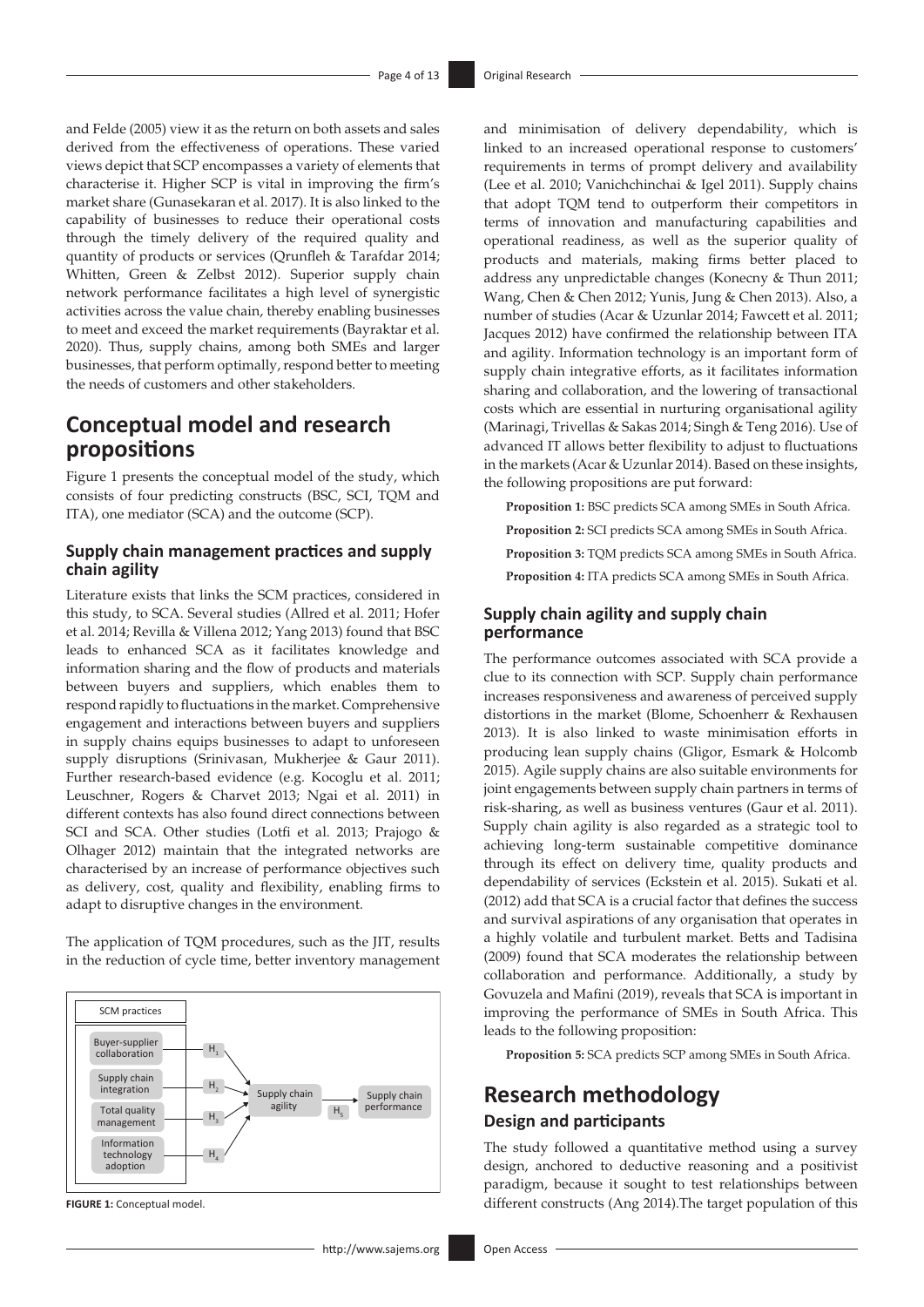and Felde (2005) view it as the return on both assets and sales derived from the effectiveness of operations. These varied views depict that SCP encompasses a variety of elements that characterise it. Higher SCP is vital in improving the firm's market share (Gunasekaran et al. 2017). It is also linked to the capability of businesses to reduce their operational costs through the timely delivery of the required quality and quantity of products or services (Qrunfleh & Tarafdar 2014; Whitten, Green & Zelbst 2012). Superior supply chain network performance facilitates a high level of synergistic activities across the value chain, thereby enabling businesses to meet and exceed the market requirements (Bayraktar et al. 2020). Thus, supply chains, among both SMEs and larger businesses, that perform optimally, respond better to meeting the needs of customers and other stakeholders.

## Conceptual model and research propositions

Figure 1 presents the conceptual model of the study, which consists of four predicting constructs (BSC, SCI, TQM and ITA), one mediator (SCA) and the outcome (SCP).

### Supply chain management practices and supply chain agility

Literature exists that links the SCM practices, considered in this study, to SCA. Several studies (Allred et al. 2011; Hofer et al. 2014; Revilla & Villena 2012; Yang 2013) found that BSC leads to enhanced SCA as it facilitates knowledge and information sharing and the flow of products and materials between buyers and suppliers, which enables them to respond rapidly to fluctuations in the market. Comprehensive engagement and interactions between buyers and suppliers in supply chains equips businesses to adapt to unforeseen supply disruptions (Srinivasan, Mukherjee & Gaur 2011). Further research-based evidence (e.g. Kocoglu et al. 2011; Leuschner, Rogers & Charvet 2013; Ngai et al. 2011) in different contexts has also found direct connections between SCI and SCA. Other studies (Lotfi et al. 2013; Prajogo & Olhager 2012) maintain that the integrated networks are characterised by an increase of performance objectives such as delivery, cost, quality and flexibility, enabling firms to adapt to disruptive changes in the environment.

The application of TQM procedures, such as the JIT, results in the reduction of cycle time, better inventory management and minimisation of delivery dependability, which is linked to an increased operational response to customers' requirements in terms of prompt delivery and availability (Lee et al. 2010; Vanichchinchai & Igel 2011). Supply chains that adopt TQM tend to outperform their competitors in terms of innovation and manufacturing capabilities and operational readiness, as well as the superior quality of products and materials, making firms better placed to address any unpredictable changes (Konecny & Thun 2011; Wang, Chen & Chen 2012; Yunis, Jung & Chen 2013). Also, a number of studies (Acar & Uzunlar 2014; Fawcett et al. 2011; Jacques 2012) have confirmed the relationship between ITA and agility. Information technology is an important form of supply chain integrative efforts, as it facilitates information sharing and collaboration, and the lowering of transactional costs which are essential in nurturing organisational agility (Marinagi, Trivellas & Sakas 2014; Singh & Teng 2016). Use of advanced IT allows better flexibility to adjust to fluctuations in the markets (Acar & Uzunlar 2014). Based on these insights, the following propositions are put forward:

**Proposition 1:** BSC predicts SCA among SMEs in South Africa.

**Proposition 2:** SCI predicts SCA among SMEs in South Africa.

**Proposition 3:** TQM predicts SCA among SMEs in South Africa.

**Proposition 4:** ITA predicts SCA among SMEs in South Africa.

SCM practices

Buyer-supplier collaboration — $H_1$

Supply chain integration — $H_2$

Total quality management — $H_3$

Information technology adoption — $H_4$

Supply chain agility — $H_5$ — Supply chain performance

**FIGURE 1:** Conceptual model.

### Supply chain agility and supply chain performance

The performance outcomes associated with SCA provide a clue to its connection with SCP. Supply chain performance increases responsiveness and awareness of perceived supply distortions in the market (Blome, Schoenherr & Rexhausen 2013). It is also linked to waste minimisation efforts in producing lean supply chains (Gligor, Esmark & Holcomb 2015). Agile supply chains are also suitable environments for joint engagements between supply chain partners in terms of risk-sharing, as well as business ventures (Gaur et al. 2011). Supply chain agility is also regarded as a strategic tool to achieving long-term sustainable competitive dominance through its effect on delivery time, quality products and dependability of services (Eckstein et al. 2015). Sukati et al. (2012) add that SCA is a crucial factor that defines the success and survival aspirations of any organisation that operates in a highly volatile and turbulent market. Betts and Tadisina (2009) found that SCA moderates the relationship between collaboration and performance. Additionally, a study by Govuzela and Mafini (2019), reveals that SCA is important in improving the performance of SMEs in South Africa. This leads to the following proposition:

**Proposition 5:** SCA predicts SCP among SMEs in South Africa.

## Research methodology

### Design and participants

The study followed a quantitative method using a survey design, anchored to deductive reasoning and a positivist paradigm, because it sought to test relationships between different constructs (Ang 2014).The target population of this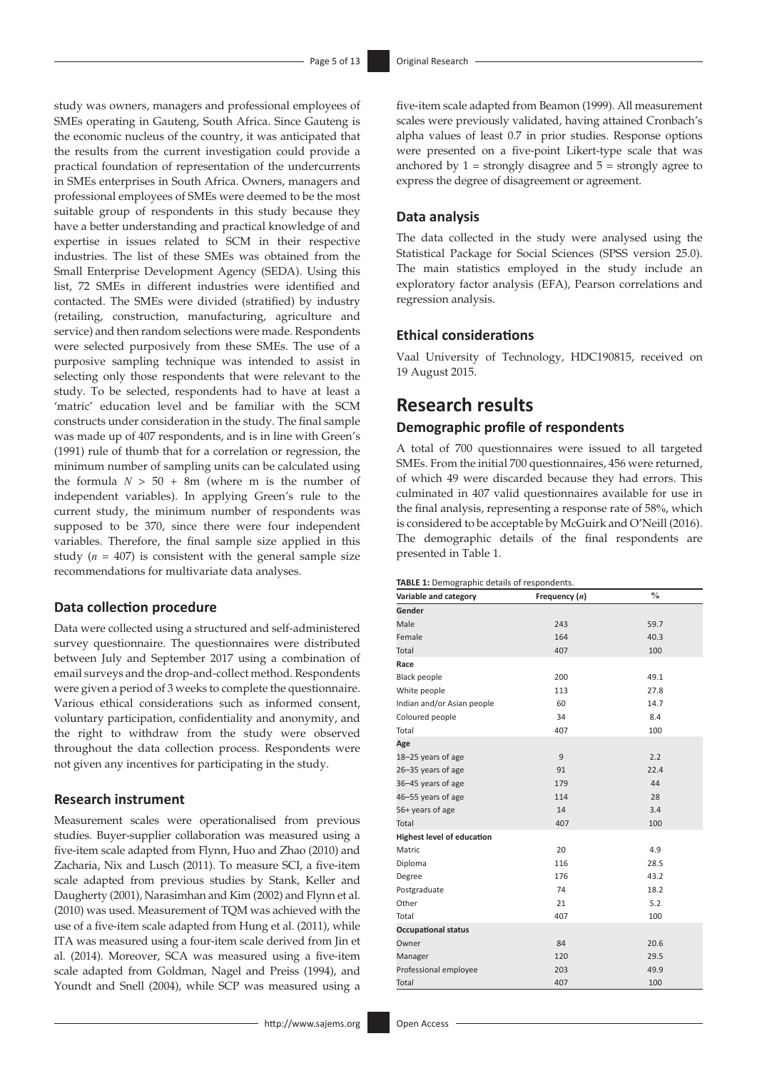study was owners, managers and professional employees of SMEs operating in Gauteng, South Africa. Since Gauteng is the economic nucleus of the country, it was anticipated that the results from the current investigation could provide a practical foundation of representation of the undercurrents in SMEs enterprises in South Africa. Owners, managers and professional employees of SMEs were deemed to be the most suitable group of respondents in this study because they have a better understanding and practical knowledge of and expertise in issues related to SCM in their respective industries. The list of these SMEs was obtained from the Small Enterprise Development Agency (SEDA). Using this list, 72 SMEs in different industries were identified and contacted. The SMEs were divided (stratified) by industry (retailing, construction, manufacturing, agriculture and service) and then random selections were made. Respondents were selected purposively from these SMEs. The use of a purposive sampling technique was intended to assist in selecting only those respondents that were relevant to the study. To be selected, respondents had to have at least a 'matric' education level and be familiar with the SCM constructs under consideration in the study. The final sample was made up of 407 respondents, and is in line with Green's (1991) rule of thumb that for a correlation or regression, the minimum number of sampling units can be calculated using the formula $N > 50 + 8m$ (where m is the number of independent variables). In applying Green's rule to the current study, the minimum number of respondents was supposed to be 370, since there were four independent variables. Therefore, the final sample size applied in this study ($n = 407$) is consistent with the general sample size recommendations for multivariate data analyses.

### Data collection procedure

Data were collected using a structured and self-administered survey questionnaire. The questionnaires were distributed between July and September 2017 using a combination of email surveys and the drop-and-collect method. Respondents were given a period of 3 weeks to complete the questionnaire. Various ethical considerations such as informed consent, voluntary participation, confidentiality and anonymity, and the right to withdraw from the study were observed throughout the data collection process. Respondents were not given any incentives for participating in the study.

### Research instrument

Measurement scales were operationalised from previous studies. Buyer-supplier collaboration was measured using a five-item scale adapted from Flynn, Huo and Zhao (2010) and Zacharia, Nix and Lusch (2011). To measure SCI, a five-item scale adapted from previous studies by Stank, Keller and Daugherty (2001), Narasimhan and Kim (2002) and Flynn et al. (2010) was used. Measurement of TQM was achieved with the use of a five-item scale adapted from Hung et al. (2011), while ITA was measured using a four-item scale derived from Jin et al. (2014). Moreover, SCA was measured using a five-item scale adapted from Goldman, Nagel and Preiss (1994), and Youndt and Snell (2004), while SCP was measured using a five-item scale adapted from Beamon (1999). All measurement scales were previously validated, having attained Cronbach's alpha values of least 0.7 in prior studies. Response options were presented on a five-point Likert-type scale that was anchored by 1 = strongly disagree and 5 = strongly agree to express the degree of disagreement or agreement.

### Data analysis

The data collected in the study were analysed using the Statistical Package for Social Sciences (SPSS version 25.0). The main statistics employed in the study include an exploratory factor analysis (EFA), Pearson correlations and regression analysis.

### Ethical considerations

Vaal University of Technology, HDC190815, received on 19 August 2015.

## Research results

### Demographic profile of respondents

A total of 700 questionnaires were issued to all targeted SMEs. From the initial 700 questionnaires, 456 were returned, of which 49 were discarded because they had errors. This culminated in 407 valid questionnaires available for use in the final analysis, representing a response rate of 58%, which is considered to be acceptable by McGuirk and O'Neill (2016). The demographic details of the final respondents are presented in Table 1.

**TABLE 1:** Demographic details of respondents.

| Variable and category | Frequency (*n*) | % |
|---|---|---|
| **Gender** | | |
| Male | 243 | 59.7 |
| Female | 164 | 40.3 |
| Total | 407 | 100 |
| **Race** | | |
| Black people | 200 | 49.1 |
| White people | 113 | 27.8 |
| Indian and/or Asian people | 60 | 14.7 |
| Coloured people | 34 | 8.4 |
| Total | 407 | 100 |
| **Age** | | |
| 18–25 years of age | 9 | 2.2 |
| 26–35 years of age | 91 | 22.4 |
| 36–45 years of age | 179 | 44 |
| 46–55 years of age | 114 | 28 |
| 56+ years of age | 14 | 3.4 |
| Total | 407 | 100 |
| **Highest level of education** | | |
| Matric | 20 | 4.9 |
| Diploma | 116 | 28.5 |
| Degree | 176 | 43.2 |
| Postgraduate | 74 | 18.2 |
| Other | 21 | 5.2 |
| Total | 407 | 100 |
| **Occupational status** | | |
| Owner | 84 | 20.6 |
| Manager | 120 | 29.5 |
| Professional employee | 203 | 49.9 |
| Total | 407 | 100 |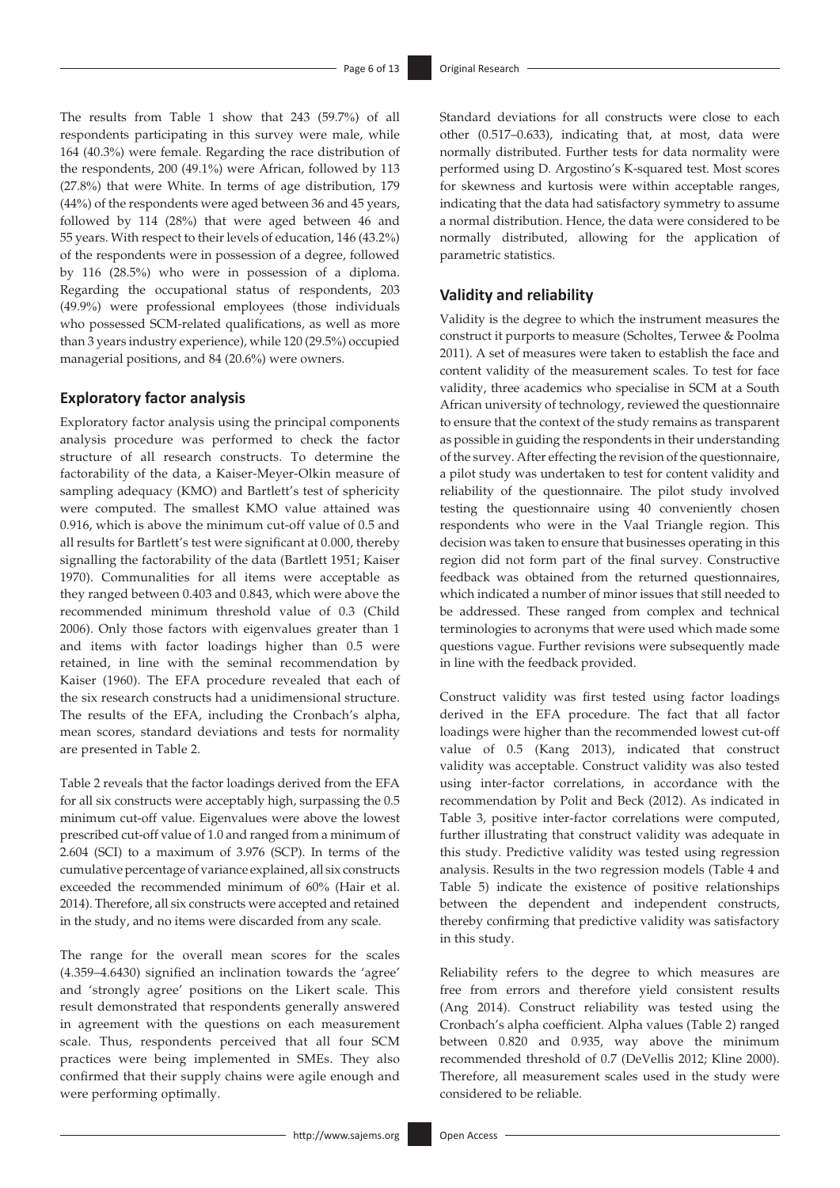The results from Table 1 show that 243 (59.7%) of all respondents participating in this survey were male, while 164 (40.3%) were female. Regarding the race distribution of the respondents, 200 (49.1%) were African, followed by 113 (27.8%) that were White. In terms of age distribution, 179 (44%) of the respondents were aged between 36 and 45 years, followed by 114 (28%) that were aged between 46 and 55 years. With respect to their levels of education, 146 (43.2%) of the respondents were in possession of a degree, followed by 116 (28.5%) who were in possession of a diploma. Regarding the occupational status of respondents, 203 (49.9%) were professional employees (those individuals who possessed SCM-related qualifications, as well as more than 3 years industry experience), while 120 (29.5%) occupied managerial positions, and 84 (20.6%) were owners.

## Exploratory factor analysis

Exploratory factor analysis using the principal components analysis procedure was performed to check the factor structure of all research constructs. To determine the factorability of the data, a Kaiser-Meyer-Olkin measure of sampling adequacy (KMO) and Bartlett's test of sphericity were computed. The smallest KMO value attained was 0.916, which is above the minimum cut-off value of 0.5 and all results for Bartlett's test were significant at 0.000, thereby signalling the factorability of the data (Bartlett 1951; Kaiser 1970). Communalities for all items were acceptable as they ranged between 0.403 and 0.843, which were above the recommended minimum threshold value of 0.3 (Child 2006). Only those factors with eigenvalues greater than 1 and items with factor loadings higher than 0.5 were retained, in line with the seminal recommendation by Kaiser (1960). The EFA procedure revealed that each of the six research constructs had a unidimensional structure. The results of the EFA, including the Cronbach's alpha, mean scores, standard deviations and tests for normality are presented in Table 2.

Table 2 reveals that the factor loadings derived from the EFA for all six constructs were acceptably high, surpassing the 0.5 minimum cut-off value. Eigenvalues were above the lowest prescribed cut-off value of 1.0 and ranged from a minimum of 2.604 (SCI) to a maximum of 3.976 (SCP). In terms of the cumulative percentage of variance explained, all six constructs exceeded the recommended minimum of 60% (Hair et al. 2014). Therefore, all six constructs were accepted and retained in the study, and no items were discarded from any scale.

The range for the overall mean scores for the scales (4.359–4.6430) signified an inclination towards the 'agree' and 'strongly agree' positions on the Likert scale. This result demonstrated that respondents generally answered in agreement with the questions on each measurement scale. Thus, respondents perceived that all four SCM practices were being implemented in SMEs. They also confirmed that their supply chains were agile enough and were performing optimally.

Standard deviations for all constructs were close to each other (0.517–0.633), indicating that, at most, data were normally distributed. Further tests for data normality were performed using D. Argostino's K-squared test. Most scores for skewness and kurtosis were within acceptable ranges, indicating that the data had satisfactory symmetry to assume a normal distribution. Hence, the data were considered to be normally distributed, allowing for the application of parametric statistics.

## Validity and reliability

Validity is the degree to which the instrument measures the construct it purports to measure (Scholtes, Terwee & Poolma 2011). A set of measures were taken to establish the face and content validity of the measurement scales. To test for face validity, three academics who specialise in SCM at a South African university of technology, reviewed the questionnaire to ensure that the context of the study remains as transparent as possible in guiding the respondents in their understanding of the survey. After effecting the revision of the questionnaire, a pilot study was undertaken to test for content validity and reliability of the questionnaire. The pilot study involved testing the questionnaire using 40 conveniently chosen respondents who were in the Vaal Triangle region. This decision was taken to ensure that businesses operating in this region did not form part of the final survey. Constructive feedback was obtained from the returned questionnaires, which indicated a number of minor issues that still needed to be addressed. These ranged from complex and technical terminologies to acronyms that were used which made some questions vague. Further revisions were subsequently made in line with the feedback provided.

Construct validity was first tested using factor loadings derived in the EFA procedure. The fact that all factor loadings were higher than the recommended lowest cut-off value of 0.5 (Kang 2013), indicated that construct validity was acceptable. Construct validity was also tested using inter-factor correlations, in accordance with the recommendation by Polit and Beck (2012). As indicated in Table 3, positive inter-factor correlations were computed, further illustrating that construct validity was adequate in this study. Predictive validity was tested using regression analysis. Results in the two regression models (Table 4 and Table 5) indicate the existence of positive relationships between the dependent and independent constructs, thereby confirming that predictive validity was satisfactory in this study.

Reliability refers to the degree to which measures are free from errors and therefore yield consistent results (Ang 2014). Construct reliability was tested using the Cronbach's alpha coefficient. Alpha values (Table 2) ranged between 0.820 and 0.935, way above the minimum recommended threshold of 0.7 (DeVellis 2012; Kline 2000). Therefore, all measurement scales used in the study were considered to be reliable.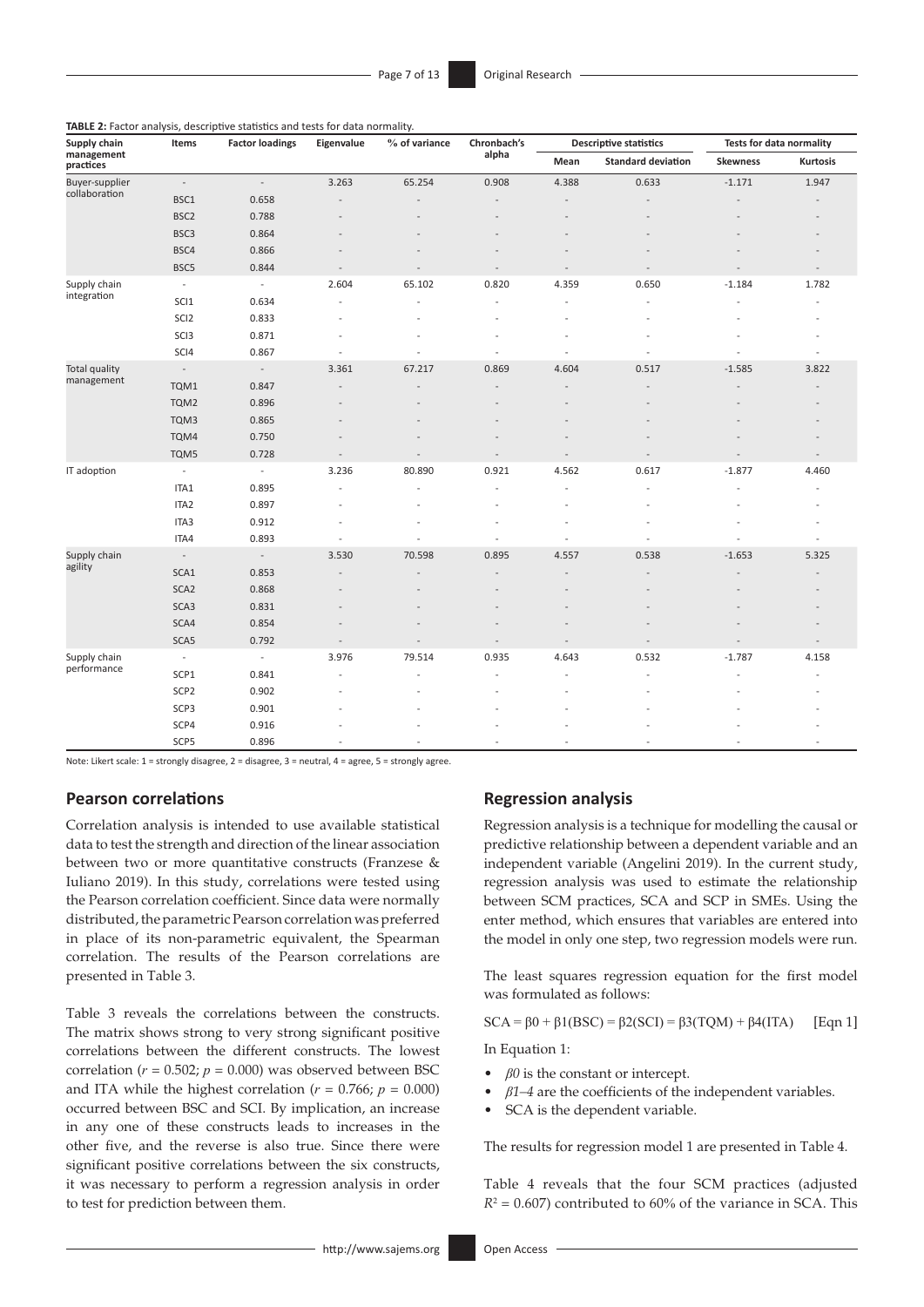**TABLE 2:** Factor analysis, descriptive statistics and tests for data normality.

| Supply chain management practices | Items | Factor loadings | Eigenvalue | % of variance | Chronbach's alpha | Descriptive statistics | | Tests for data normality | |
|---|---|---|---|---|---|---|---|---|---|
| | | | | | | Mean | Standard deviation | Skewness | Kurtosis |
| Buyer-supplier collaboration | - | - | 3.263 | 65.254 | 0.908 | 4.388 | 0.633 | -1.171 | 1.947 |
| | BSC1 | 0.658 | - | - | - | - | - | - | - |
| | BSC2 | 0.788 | - | - | - | - | - | - | - |
| | BSC3 | 0.864 | - | - | - | - | - | - | - |
| | BSC4 | 0.866 | - | - | - | - | - | - | - |
| | BSC5 | 0.844 | - | - | - | - | - | - | - |
| Supply chain integration | - | - | 2.604 | 65.102 | 0.820 | 4.359 | 0.650 | -1.184 | 1.782 |
| | SCI1 | 0.634 | - | - | - | - | - | - | - |
| | SCI2 | 0.833 | - | - | - | - | - | - | - |
| | SCI3 | 0.871 | - | - | - | - | - | - | - |
| | SCI4 | 0.867 | - | - | - | - | - | - | - |
| Total quality management | - | - | 3.361 | 67.217 | 0.869 | 4.604 | 0.517 | -1.585 | 3.822 |
| | TQM1 | 0.847 | - | - | - | - | - | - | - |
| | TQM2 | 0.896 | - | - | - | - | - | - | - |
| | TQM3 | 0.865 | - | - | - | - | - | - | - |
| | TQM4 | 0.750 | - | - | - | - | - | - | - |
| | TQM5 | 0.728 | - | - | - | - | - | - | - |
| IT adoption | - | - | 3.236 | 80.890 | 0.921 | 4.562 | 0.617 | -1.877 | 4.460 |
| | ITA1 | 0.895 | - | - | - | - | - | - | - |
| | ITA2 | 0.897 | - | - | - | - | - | - | - |
| | ITA3 | 0.912 | - | - | - | - | - | - | - |
| | ITA4 | 0.893 | - | - | - | - | - | - | - |
| Supply chain agility | - | - | 3.530 | 70.598 | 0.895 | 4.557 | 0.538 | -1.653 | 5.325 |
| | SCA1 | 0.853 | - | - | - | - | - | - | - |
| | SCA2 | 0.868 | - | - | - | - | - | - | - |
| | SCA3 | 0.831 | - | - | - | - | - | - | - |
| | SCA4 | 0.854 | - | - | - | - | - | - | - |
| | SCA5 | 0.792 | - | - | - | - | - | - | - |
| Supply chain performance | - | - | 3.976 | 79.514 | 0.935 | 4.643 | 0.532 | -1.787 | 4.158 |
| | SCP1 | 0.841 | - | - | - | - | - | - | - |
| | SCP2 | 0.902 | - | - | - | - | - | - | - |
| | SCP3 | 0.901 | - | - | - | - | - | - | - |
| | SCP4 | 0.916 | - | - | - | - | - | - | - |
| | SCP5 | 0.896 | - | - | - | - | - | - | - |

Note: Likert scale: 1 = strongly disagree, 2 = disagree, 3 = neutral, 4 = agree, 5 = strongly agree.

## Pearson correlations

Correlation analysis is intended to use available statistical data to test the strength and direction of the linear association between two or more quantitative constructs (Franzese & Iuliano 2019). In this study, correlations were tested using the Pearson correlation coefficient. Since data were normally distributed, the parametric Pearson correlation was preferred in place of its non-parametric equivalent, the Spearman correlation. The results of the Pearson correlations are presented in Table 3.

Table 3 reveals the correlations between the constructs. The matrix shows strong to very strong significant positive correlations between the different constructs. The lowest correlation ($r = 0.502$; $p = 0.000$) was observed between BSC and ITA while the highest correlation ($r = 0.766$; $p = 0.000$) occurred between BSC and SCI. By implication, an increase in any one of these constructs leads to increases in the other five, and the reverse is also true. Since there were significant positive correlations between the six constructs, it was necessary to perform a regression analysis in order to test for prediction between them.

## Regression analysis

Regression analysis is a technique for modelling the causal or predictive relationship between a dependent variable and an independent variable (Angelini 2019). In the current study, regression analysis was used to estimate the relationship between SCM practices, SCA and SCP in SMEs. Using the enter method, which ensures that variables are entered into the model in only one step, two regression models were run.

The least squares regression equation for the first model was formulated as follows:

$$SCA = \beta 0 + \beta 1(BSC) = \beta 2(SCI) = \beta 3(TQM) + \beta 4(ITA) \quad \text{[Eqn 1]}$$

In Equation 1:

- $\beta 0$ is the constant or intercept.
- $\beta 1$–$4$ are the coefficients of the independent variables.
- SCA is the dependent variable.

The results for regression model 1 are presented in Table 4.

Table 4 reveals that the four SCM practices (adjusted $R^2 = 0.607$) contributed to 60% of the variance in SCA. This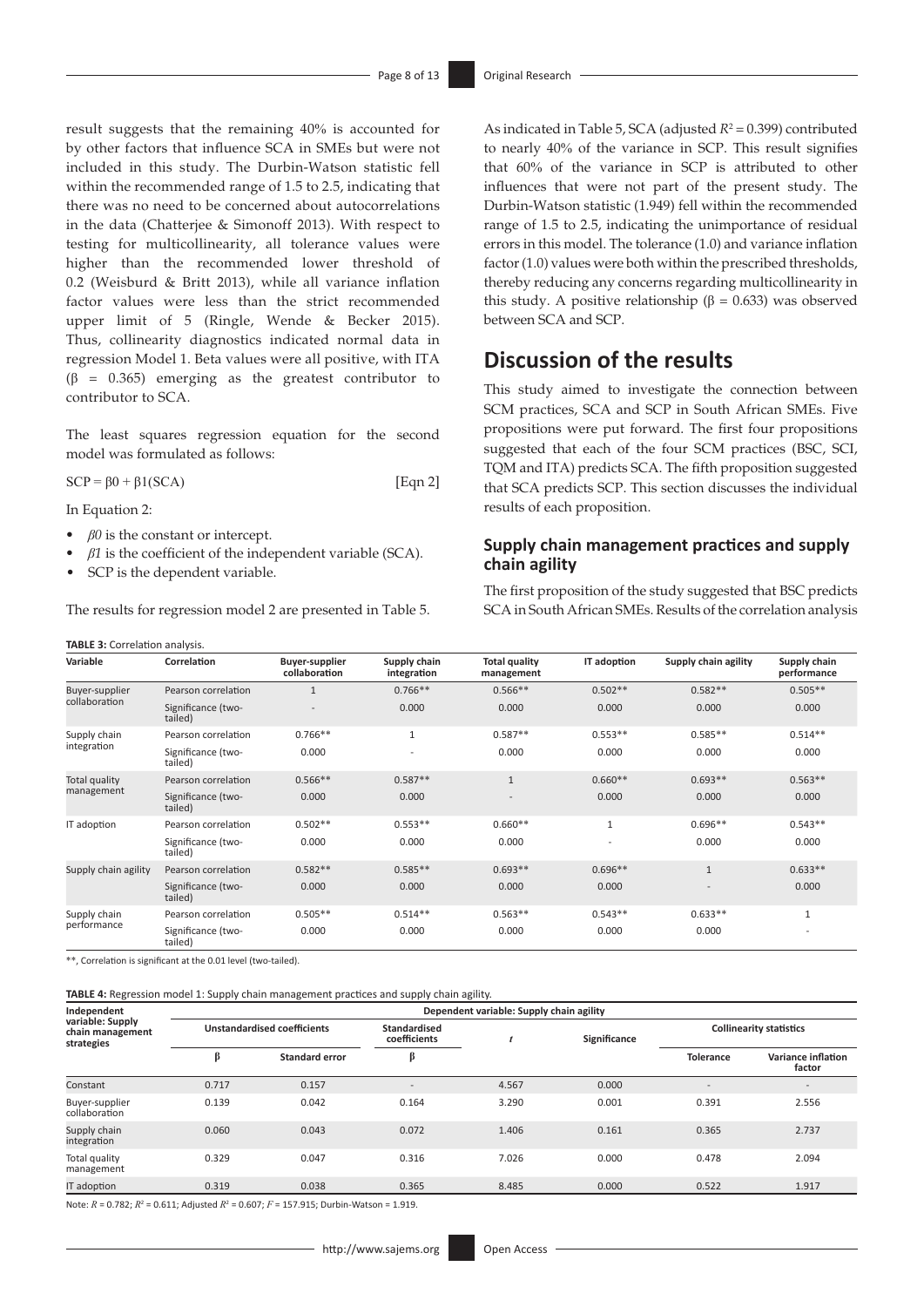result suggests that the remaining 40% is accounted for by other factors that influence SCA in SMEs but were not included in this study. The Durbin-Watson statistic fell within the recommended range of 1.5 to 2.5, indicating that there was no need to be concerned about autocorrelations in the data (Chatterjee & Simonoff 2013). With respect to testing for multicollinearity, all tolerance values were higher than the recommended lower threshold of 0.2 (Weisburd & Britt 2013), while all variance inflation factor values were less than the strict recommended upper limit of 5 (Ringle, Wende & Becker 2015). Thus, collinearity diagnostics indicated normal data in regression Model 1. Beta values were all positive, with ITA ($\beta$ = 0.365) emerging as the greatest contributor to contributor to SCA.

The least squares regression equation for the second model was formulated as follows:

$$SCP = \beta 0 + \beta 1(SCA) \quad \text{[Eqn 2]}$$

In Equation 2:

- $\beta 0$ is the constant or intercept.
- $\beta 1$ is the coefficient of the independent variable (SCA).
- SCP is the dependent variable.

The results for regression model 2 are presented in Table 5.

**TABLE 3:** Correlation analysis.

| Variable | Correlation | Buyer-supplier collaboration | Supply chain integration | Total quality management | IT adoption | Supply chain agility | Supply chain performance |
|---|---|---|---|---|---|---|---|
| Buyer-supplier collaboration | Pearson correlation | 1 | 0.766** | 0.566** | 0.502** | 0.582** | 0.505** |
| | Significance (two-tailed) | - | 0.000 | 0.000 | 0.000 | 0.000 | 0.000 |
| Supply chain integration | Pearson correlation | 0.766** | 1 | 0.587** | 0.553** | 0.585** | 0.514** |
| | Significance (two-tailed) | 0.000 | - | 0.000 | 0.000 | 0.000 | 0.000 |
| Total quality management | Pearson correlation | 0.566** | 0.587** | 1 | 0.660** | 0.693** | 0.563** |
| | Significance (two-tailed) | 0.000 | 0.000 | - | 0.000 | 0.000 | 0.000 |
| IT adoption | Pearson correlation | 0.502** | 0.553** | 0.660** | 1 | 0.696** | 0.543** |
| | Significance (two-tailed) | 0.000 | 0.000 | 0.000 | - | 0.000 | 0.000 |
| Supply chain agility | Pearson correlation | 0.582** | 0.585** | 0.693** | 0.696** | 1 | 0.633** |
| | Significance (two-tailed) | 0.000 | 0.000 | 0.000 | 0.000 | - | 0.000 |
| Supply chain performance | Pearson correlation | 0.505** | 0.514** | 0.563** | 0.543** | 0.633** | 1 |
| | Significance (two-tailed) | 0.000 | 0.000 | 0.000 | 0.000 | 0.000 | - |

**, Correlation is significant at the 0.01 level (two-tailed).

**TABLE 4:** Regression model 1: Supply chain management practices and supply chain agility.

| Independent variable: Supply chain management strategies | Dependent variable: Supply chain agility | | | | | | |
|---|---|---|---|---|---|---|---|
| | Unstandardised coefficients | | Standardised coefficients | $t$ | Significance | Collinearity statistics | |
| | β | Standard error | β | | | Tolerance | Variance inflation factor |
| Constant | 0.717 | 0.157 | - | 4.567 | 0.000 | - | - |
| Buyer-supplier collaboration | 0.139 | 0.042 | 0.164 | 3.290 | 0.001 | 0.391 | 2.556 |
| Supply chain integration | 0.060 | 0.043 | 0.072 | 1.406 | 0.161 | 0.365 | 2.737 |
| Total quality management | 0.329 | 0.047 | 0.316 | 7.026 | 0.000 | 0.478 | 2.094 |
| IT adoption | 0.319 | 0.038 | 0.365 | 8.485 | 0.000 | 0.522 | 1.917 |

Note: $R$ = 0.782; $R^2$ = 0.611; Adjusted $R^2$ = 0.607; $F$ = 157.915; Durbin-Watson = 1.919.

As indicated in Table 5, SCA (adjusted $R^2$ = 0.399) contributed to nearly 40% of the variance in SCP. This result signifies that 60% of the variance in SCP is attributed to other influences that were not part of the present study. The Durbin-Watson statistic (1.949) fell within the recommended range of 1.5 to 2.5, indicating the unimportance of residual errors in this model. The tolerance (1.0) and variance inflation factor (1.0) values were both within the prescribed thresholds, thereby reducing any concerns regarding multicollinearity in this study. A positive relationship ($\beta$ = 0.633) was observed between SCA and SCP.

## Discussion of the results

This study aimed to investigate the connection between SCM practices, SCA and SCP in South African SMEs. Five propositions were put forward. The first four propositions suggested that each of the four SCM practices (BSC, SCI, TQM and ITA) predicts SCA. The fifth proposition suggested that SCA predicts SCP. This section discusses the individual results of each proposition.

### Supply chain management practices and supply chain agility

The first proposition of the study suggested that BSC predicts SCA in South African SMEs. Results of the correlation analysis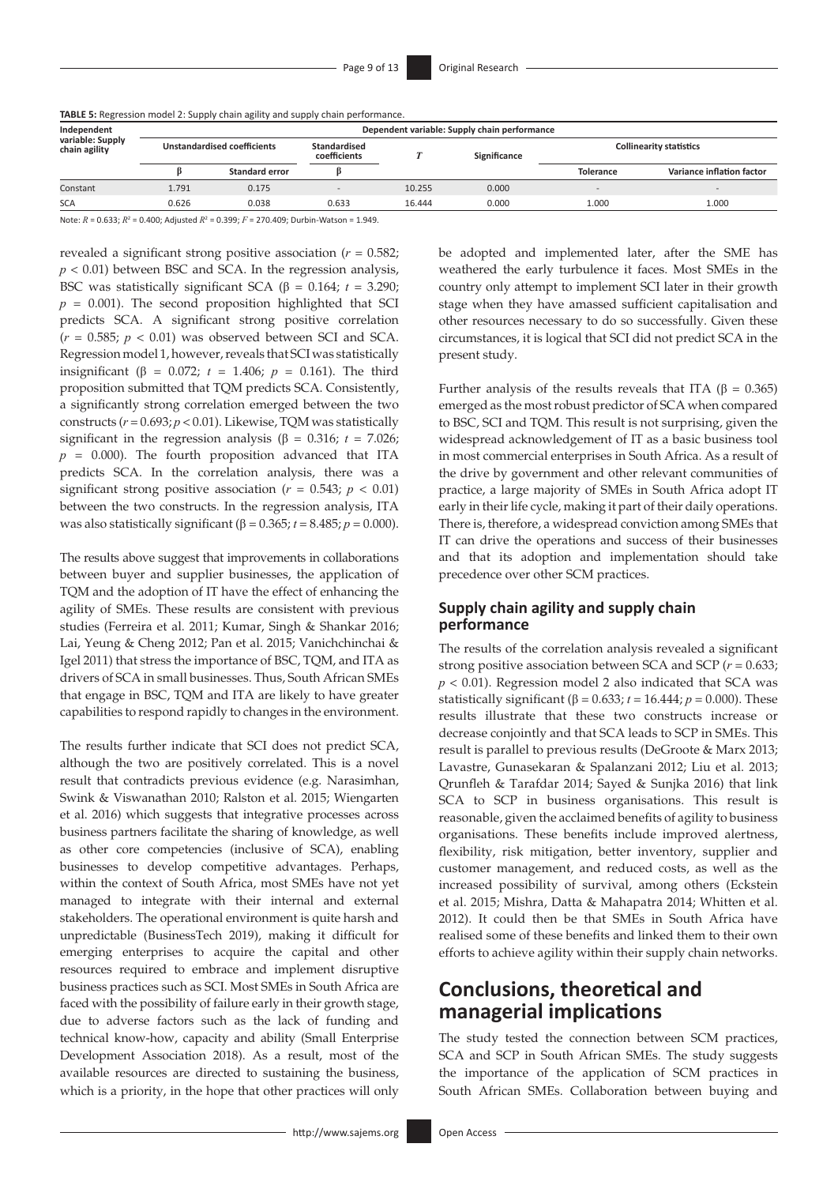**TABLE 5:** Regression model 2: Supply chain agility and supply chain performance.

| Independent variable: Supply chain agility | Dependent variable: Supply chain performance | | | | | | |
|---|---|---|---|---|---|---|---|
| | Unstandardised coefficients | | Standardised coefficients | *T* | Significance | Collinearity statistics | |
| | β | Standard error | β | | | Tolerance | Variance inflation factor |
| Constant | 1.791 | 0.175 | - | 10.255 | 0.000 | - | - |
| SCA | 0.626 | 0.038 | 0.633 | 16.444 | 0.000 | 1.000 | 1.000 |

Note: $R = 0.633$; $R^2 = 0.400$; Adjusted $R^2 = 0.399$; $F = 270.409$; Durbin-Watson = 1.949.

revealed a significant strong positive association ($r = 0.582$; $p < 0.01$) between BSC and SCA. In the regression analysis, BSC was statistically significant SCA (β = 0.164; $t = 3.290$; $p = 0.001$). The second proposition highlighted that SCI predicts SCA. A significant strong positive correlation ($r = 0.585$; $p < 0.01$) was observed between SCI and SCA. Regression model 1, however, reveals that SCI was statistically insignificant (β = 0.072; $t = 1.406$; $p = 0.161$). The third proposition submitted that TQM predicts SCA. Consistently, a significantly strong correlation emerged between the two constructs ($r = 0.693$; $p < 0.01$). Likewise, TQM was statistically significant in the regression analysis (β = 0.316; $t = 7.026$; $p = 0.000$). The fourth proposition advanced that ITA predicts SCA. In the correlation analysis, there was a significant strong positive association ($r = 0.543$; $p < 0.01$) between the two constructs. In the regression analysis, ITA was also statistically significant (β = 0.365; $t = 8.485$; $p = 0.000$).

The results above suggest that improvements in collaborations between buyer and supplier businesses, the application of TQM and the adoption of IT have the effect of enhancing the agility of SMEs. These results are consistent with previous studies (Ferreira et al. 2011; Kumar, Singh & Shankar 2016; Lai, Yeung & Cheng 2012; Pan et al. 2015; Vanichchinchai & Igel 2011) that stress the importance of BSC, TQM, and ITA as drivers of SCA in small businesses. Thus, South African SMEs that engage in BSC, TQM and ITA are likely to have greater capabilities to respond rapidly to changes in the environment.

The results further indicate that SCI does not predict SCA, although the two are positively correlated. This is a novel result that contradicts previous evidence (e.g. Narasimhan, Swink & Viswanathan 2010; Ralston et al. 2015; Wiengarten et al. 2016) which suggests that integrative processes across business partners facilitate the sharing of knowledge, as well as other core competencies (inclusive of SCA), enabling businesses to develop competitive advantages. Perhaps, within the context of South Africa, most SMEs have not yet managed to integrate with their internal and external stakeholders. The operational environment is quite harsh and unpredictable (BusinessTech 2019), making it difficult for emerging enterprises to acquire the capital and other resources required to embrace and implement disruptive business practices such as SCI. Most SMEs in South Africa are faced with the possibility of failure early in their growth stage, due to adverse factors such as the lack of funding and technical know-how, capacity and ability (Small Enterprise Development Association 2018). As a result, most of the available resources are directed to sustaining the business, which is a priority, in the hope that other practices will only be adopted and implemented later, after the SME has weathered the early turbulence it faces. Most SMEs in the country only attempt to implement SCI later in their growth stage when they have amassed sufficient capitalisation and other resources necessary to do so successfully. Given these circumstances, it is logical that SCI did not predict SCA in the present study.

Further analysis of the results reveals that ITA (β = 0.365) emerged as the most robust predictor of SCA when compared to BSC, SCI and TQM. This result is not surprising, given the widespread acknowledgement of IT as a basic business tool in most commercial enterprises in South Africa. As a result of the drive by government and other relevant communities of practice, a large majority of SMEs in South Africa adopt IT early in their life cycle, making it part of their daily operations. There is, therefore, a widespread conviction among SMEs that IT can drive the operations and success of their businesses and that its adoption and implementation should take precedence over other SCM practices.

### Supply chain agility and supply chain performance

The results of the correlation analysis revealed a significant strong positive association between SCA and SCP ($r = 0.633$; $p < 0.01$). Regression model 2 also indicated that SCA was statistically significant (β = 0.633; $t = 16.444$; $p = 0.000$). These results illustrate that these two constructs increase or decrease conjointly and that SCA leads to SCP in SMEs. This result is parallel to previous results (DeGroote & Marx 2013; Lavastre, Gunasekaran & Spalanzani 2012; Liu et al. 2013; Qrunfleh & Tarafdar 2014; Sayed & Sunjka 2016) that link SCA to SCP in business organisations. This result is reasonable, given the acclaimed benefits of agility to business organisations. These benefits include improved alertness, flexibility, risk mitigation, better inventory, supplier and customer management, and reduced costs, as well as the increased possibility of survival, among others (Eckstein et al. 2015; Mishra, Datta & Mahapatra 2014; Whitten et al. 2012). It could then be that SMEs in South Africa have realised some of these benefits and linked them to their own efforts to achieve agility within their supply chain networks.

## Conclusions, theoretical and managerial implications

The study tested the connection between SCM practices, SCA and SCP in South African SMEs. The study suggests the importance of the application of SCM practices in South African SMEs. Collaboration between buying and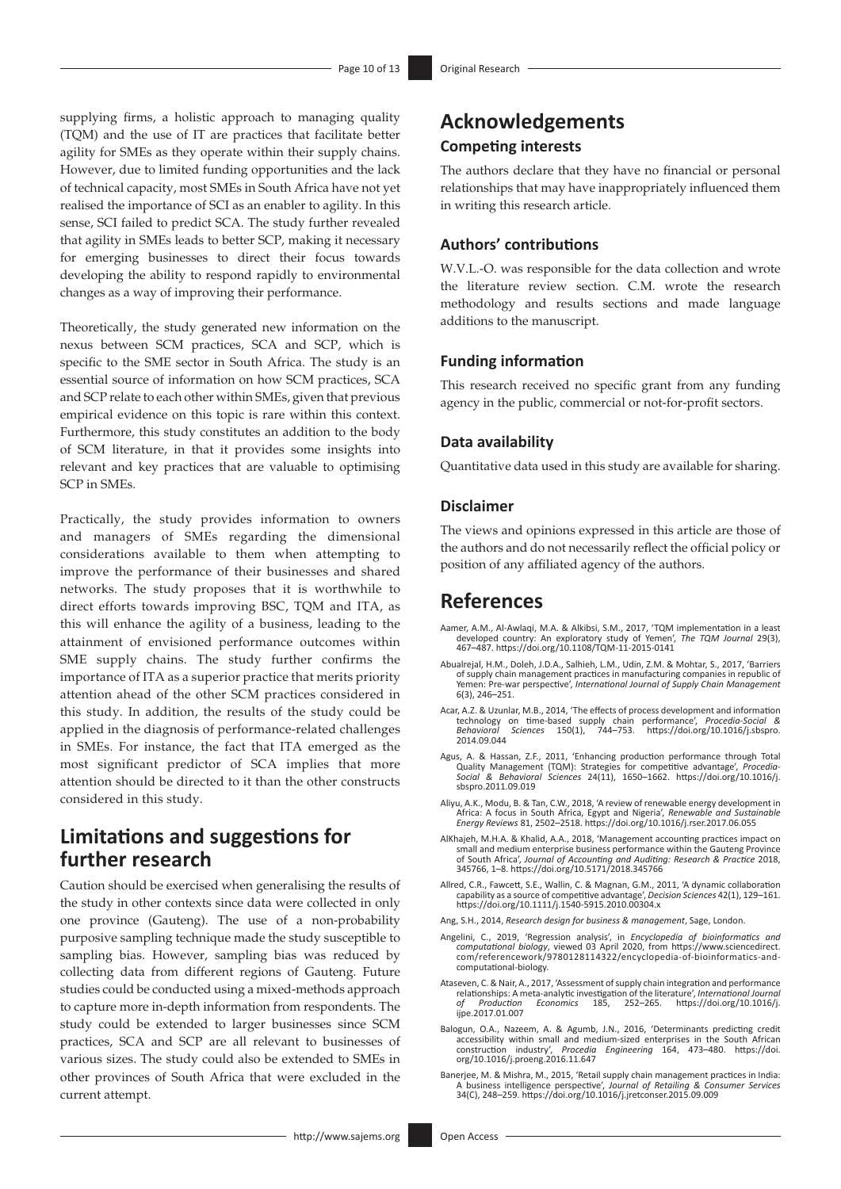supplying firms, a holistic approach to managing quality (TQM) and the use of IT are practices that facilitate better agility for SMEs as they operate within their supply chains. However, due to limited funding opportunities and the lack of technical capacity, most SMEs in South Africa have not yet realised the importance of SCI as an enabler to agility. In this sense, SCI failed to predict SCA. The study further revealed that agility in SMEs leads to better SCP, making it necessary for emerging businesses to direct their focus towards developing the ability to respond rapidly to environmental changes as a way of improving their performance.

Theoretically, the study generated new information on the nexus between SCM practices, SCA and SCP, which is specific to the SME sector in South Africa. The study is an essential source of information on how SCM practices, SCA and SCP relate to each other within SMEs, given that previous empirical evidence on this topic is rare within this context. Furthermore, this study constitutes an addition to the body of SCM literature, in that it provides some insights into relevant and key practices that are valuable to optimising SCP in SMEs.

Practically, the study provides information to owners and managers of SMEs regarding the dimensional considerations available to them when attempting to improve the performance of their businesses and shared networks. The study proposes that it is worthwhile to direct efforts towards improving BSC, TQM and ITA, as this will enhance the agility of a business, leading to the attainment of envisioned performance outcomes within SME supply chains. The study further confirms the importance of ITA as a superior practice that merits priority attention ahead of the other SCM practices considered in this study. In addition, the results of the study could be applied in the diagnosis of performance-related challenges in SMEs. For instance, the fact that ITA emerged as the most significant predictor of SCA implies that more attention should be directed to it than the other constructs considered in this study.

## Limitations and suggestions for further research

Caution should be exercised when generalising the results of the study in other contexts since data were collected in only one province (Gauteng). The use of a non-probability purposive sampling technique made the study susceptible to sampling bias. However, sampling bias was reduced by collecting data from different regions of Gauteng. Future studies could be conducted using a mixed-methods approach to capture more in-depth information from respondents. The study could be extended to larger businesses since SCM practices, SCA and SCP are all relevant to businesses of various sizes. The study could also be extended to SMEs in other provinces of South Africa that were excluded in the current attempt.

## Acknowledgements

### Competing interests

The authors declare that they have no financial or personal relationships that may have inappropriately influenced them in writing this research article.

### Authors' contributions

W.V.L.-O. was responsible for the data collection and wrote the literature review section. C.M. wrote the research methodology and results sections and made language additions to the manuscript.

### Funding information

This research received no specific grant from any funding agency in the public, commercial or not-for-profit sectors.

### Data availability

Quantitative data used in this study are available for sharing.

### Disclaimer

The views and opinions expressed in this article are those of the authors and do not necessarily reflect the official policy or position of any affiliated agency of the authors.

## References

Aamer, A.M., Al-Awlaqi, M.A. & Alkibsi, S.M., 2017, 'TQM implementation in a least developed country: An exploratory study of Yemen', *The TQM Journal* 29(3), 467–487. https://doi.org/10.1108/TQM-11-2015-0141

Abualrejal, H.M., Doleh, J.D.A., Salhieh, L.M., Udin, Z.M. & Mohtar, S., 2017, 'Barriers of supply chain management practices in manufacturing companies in republic of Yemen: Pre-war perspective', *International Journal of Supply Chain Management* 6(3), 246–251.

Acar, A.Z. & Uzunlar, M.B., 2014, 'The effects of process development and information technology on time-based supply chain performance', *Procedia-Social & Behavioral Sciences* 150(1), 744–753. https://doi.org/10.1016/j.sbspro.2014.09.044

Agus, A. & Hassan, Z.F., 2011, 'Enhancing production performance through Total Quality Management (TQM): Strategies for competitive advantage', *Procedia-Social & Behavioral Sciences* 24(11), 1650–1662. https://doi.org/10.1016/j.sbspro.2011.09.019

Aliyu, A.K., Modu, B. & Tan, C.W., 2018, 'A review of renewable energy development in Africa: A focus in South Africa, Egypt and Nigeria', *Renewable and Sustainable Energy Reviews* 81, 2502–2518. https://doi.org/10.1016/j.rser.2017.06.055

AlKhajeh, M.H.A. & Khalid, A.A., 2018, 'Management accounting practices impact on small and medium enterprise business performance within the Gauteng Province of South Africa', *Journal of Accounting and Auditing: Research & Practice* 2018, 345766, 1–8. https://doi.org/10.5171/2018.345766

Allred, C.R., Fawcett, S.E., Wallin, C. & Magnan, G.M., 2011, 'A dynamic collaboration capability as a source of competitive advantage', *Decision Sciences* 42(1), 129–161. https://doi.org/10.1111/j.1540-5915.2010.00304.x

Ang, S.H., 2014, *Research design for business & management*, Sage, London.

Angelini, C., 2019, 'Regression analysis', in *Encyclopedia of bioinformatics and computational biology*, viewed 03 April 2020, from https://www.sciencedirect.com/referencework/9780128114322/encyclopedia-of-bioinformatics-and-computational-biology.

Ataseven, C. & Nair, A., 2017, 'Assessment of supply chain integration and performance relationships: A meta-analytic investigation of the literature', *International Journal of Production Economics* 185, 252–265. https://doi.org/10.1016/j.ijpe.2017.01.007

Balogun, O.A., Nazeem, A. & Agumb, J.N., 2016, 'Determinants predicting credit accessibility within small and medium-sized enterprises in the South African construction industry', *Procedia Engineering* 164, 473–480. https://doi.org/10.1016/j.proeng.2016.11.647

Banerjee, M. & Mishra, M., 2015, 'Retail supply chain management practices in India: A business intelligence perspective', *Journal of Retailing & Consumer Services* 34(C), 248–259. https://doi.org/10.1016/j.jretconser.2015.09.009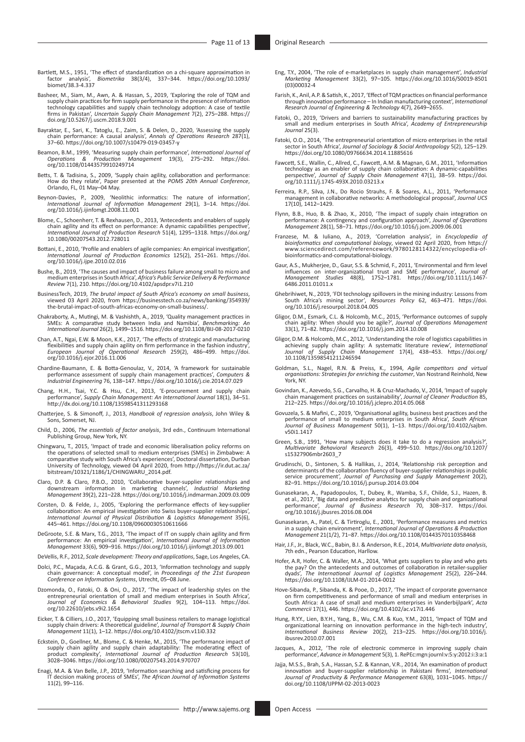Bartlett, M.S., 1951, 'The effect of standardization on a chi-square approximation in factor analysis', *Biometrika* 38(3/4), 337–344. https://doi.org/10.1093/biomet/38.3-4.337

Basheer, M., Siam, M., Awn, A. & Hassan, S., 2019, 'Exploring the role of TQM and supply chain practices for firm supply performance in the presence of information technology capabilities and supply chain technology adoption: A case of textile firms in Pakistan', *Uncertain Supply Chain Management* 7(2), 275–288. https://doi.org/10.5267/j.uscm.2018.9.001

Bayraktar, E., Sari, K., Tatoglu, E., Zaim, S. & Delen, D., 2020, 'Assessing the supply chain performance: A causal analysis', *Annals of Operations Research* 287(1), 37–60. https://doi.org/10.1007/s10479-019-03457-y

Beamon, B.M., 1999, 'Measuring supply chain performance', *International Journal of Operations & Production Management* 19(3), 275–292. https://doi.org/10.1108/01443579910249714

Betts, T. & Tadisina, S., 2009, 'Supply chain agility, collaboration and performance: How do they relate', Paper presented at the *POMS 20th Annual Conference*, Orlando, FL, 01 May–04 May.

Beynon-Davies, P., 2009, 'Neolithic informatics: The nature of information', *International Journal of Information Management* 29(1), 3–14. https://doi.org/10.1016/j.ijinfomgt.2008.11.001

Blome, C., Schoenherr, T. & Rexhausen, D., 2013, 'Antecedents and enablers of supply chain agility and its effect on performance: A dynamic capabilities perspective', *International Journal of Production Research* 51(4), 1295–1318. https://doi.org/10.1080/00207543.2012.728011

Bottani, E., 2010, 'Profile and enablers of agile companies: An empirical investigation', *International Journal of Production Economics* 125(2), 251–261. https://doi.org/10.1016/j.ijpe.2010.02.016

Bushe, B., 2019, 'The causes and impact of business failure among small to micro and medium enterprises in South Africa', *Africa's Public Service Delivery & Performance Review* 7(1), 210. https://doi.org/10.4102/apsdpr.v7i1.210

BusinessTech, 2019, *The brutal impact of South Africa's economy on small business*, viewed 03 April 2020, from https://businesstech.co.za/news/banking/354939/the-brutal-impact-of-south-africas-economy-on-small-business/.

Chakraborty, A., Mutingi, M. & Vashishth, A., 2019, 'Quality management practices in SMEs: A comparative study between India and Namibia', *Benchmarking: An International Journal* 26(2), 1499–1516. https://doi.org/10.1108/BIJ-08-2017-0210

Chan, A.T., Ngai, E.W. & Moon, K.K., 2017, 'The effects of strategic and manufacturing flexibilities and supply chain agility on firm performance in the fashion industry', *European Journal of Operational Research* 259(2), 486–499. https://doi.org/10.1016/j.ejor.2016.11.006

Chardine-Baumann, E. & Botta-Genoulaz, V., 2014, 'A framework for sustainable performance assessment of supply chain management practices', *Computers & Industrial Engineering* 76, 138–147. https://doi.org/10.1016/j.cie.2014.07.029

Chang, H.H., Tsai, Y.C. & Hsu, C.H., 2013, 'E-procurement and supply chain performance', *Supply Chain Management: An International Journal* 18(1), 34–51. http://dx.doi.org/10.1108/13598541311293168

Chatterjee, S. & Simonoff, J., 2013, *Handbook of regression analysis*, John Wiley & Sons, Somerset, NJ.

Child, D., 2006, *The essentials of factor analysis*, 3rd edn., Continuum International Publishing Group, New York, NY.

Chingwaru, T., 2015, 'Impact of trade and economic liberalisation policy reforms on the operations of selected small to medium enterprises (SMEs) in Zimbabwe: A comparative study with South Africa's experiences', Doctoral dissertation, Durban University of Technology, viewed 04 April 2020, from http://https://ir.dut.ac.za/bitstream/10321/1186/1/CHINGWARU_2014.pdf.

Claro, D.P. & Claro, P.B.O., 2010, 'Collaborative buyer-supplier relationships and downstream information in marketing channels', *Industrial Marketing Management* 39(2), 221–228. https://doi.org/10.1016/j.indmarman.2009.03.009

Corsten, D. & Felde, J., 2005, 'Exploring the performance effects of key-supplier collaboration: An empirical investigation into Swiss buyer-supplier relationships', *International Journal of Physical Distribution & Logistics Management* 35(6), 445–461. https://doi.org/10.1108/09600030510611666

DeGroote, S.E. & Marx, T.G., 2013, 'The impact of IT on supply chain agility and firm performance: An empirical investigation', *International Journal of Information Management* 33(6), 909–916. https://doi.org/10.1016/j.ijinfomgt.2013.09.001

DeVellis, R.F., 2012, *Scale development: Theory and applications*, Sage, Los Angeles, CA.

Dolci, P.C., Maçada, A.C.G. & Grant, G.G., 2013, 'Information technology and supply chain governance: A conceptual model', in *Proceedings of the 21st European Conference on Information Systems*, Utrecht, 05–08 June.

Dzomonda, O., Fatoki, O. & Oni, O., 2017, 'The impact of leadership styles on the entrepreneurial orientation of small and medium enterprises in South Africa', *Journal of Economics & Behavioral Studies* 9(2), 104–113. https://doi.org/10.22610/jebs.v9i2.1654

Eicker, T. & Cilliers, J.O., 2017, 'Equipping small business retailers to manage logistical supply chain drivers: A theoretical guideline', *Journal of Transport & Supply Chain Management* 11(1), 1–12. https://doi.org/10.4102/jtscm.v11i0.332

Eckstein, D., Goellner, M., Blome, C. & Henke, M., 2015, 'The performance impact of supply chain agility and supply chain adaptability: The moderating effect of product complexity', *International Journal of Production Research* 53(10), 3028–3046. https://doi.org/10.1080/00207543.2014.970707

Enagi, M.A. & Van Belle, J.P., 2019, 'Information searching and satisficing process for IT decision making process of SMEs', *The African Journal of Information Systems* 11(2), 99–116.

Eng, T.Y., 2004, 'The role of e-marketplaces in supply chain management', *Industrial Marketing Management* 33(2), 97–105. https://doi.org/10.1016/S0019-8501(03)00032-4

Farish, K., Anil, A.P. & Satish, K., 2017, 'Effect of TQM practices on financial performance through innovation performance – In Indian manufacturing context', *International Research Journal of Engineering & Technology* 4(7), 2649–2655.

Fatoki, O., 2019, 'Drivers and barriers to sustainability manufacturing practices by small and medium enterprises in South Africa', *Academy of Entrepreneurship Journal* 25(3).

Fatoki, O.O., 2014, 'The entrepreneurial orientation of micro enterprises in the retail sector in South Africa', *Journal of Sociology & Social Anthropology* 5(2), 125–129. https://doi.org/10.1080/09766634.2014.11885616

Fawcett, S.E., Wallin, C., Allred, C., Fawcett, A.M. & Magnan, G.M., 2011, 'Information technology as an enabler of supply chain collaboration: A dynamic-capabilities perspective', *Journal of Supply Chain Management* 47(1), 38–59. https://doi.org/10.1111/j.1745-493X.2010.03213.x

Ferreira, R.P., Silva, J.N., Do Rocio Strauhs, F. & Soares, A.L., 2011, 'Performance management in collaborative networks: A methodological proposal', *Journal UCS* 17(10), 1412–1429.

Flynn, B.B., Huo, B. & Zhao, X., 2010, 'The impact of supply chain integration on performance: A contingency and configuration approach', *Journal of Operations Management* 28(1), 58–71. https://doi.org/10.1016/j.jom.2009.06.001

Franzese, M. & Iuliano, A., 2019, 'Correlation analysis', in *Encyclopedia of bioinformatics and computational biology*, viewed 02 April 2020, from https://www.sciencedirect.com/referencework/9780128114322/encyclopedia-of-bioinformatics-and-computational-biology.

Gaur, A.S., Mukherjee, D., Gaur, S.S. & Schmid, F., 2011, 'Environmental and firm level influences on inter-organizational trust and SME performance', *Journal of Management Studies* 48(8), 1752–1781. https://doi.org/10.1111/j.1467-6486.2011.01011.x

Ghebrihiwet, N., 2019, 'FDI technology spillovers in the mining industry: Lessons from South Africa's mining sector', *Resources Policy* 62, 463–471. https://doi.org/10.1016/j.resourpol.2018.04.005

Gligor, D.M., Esmark, C.L. & Holcomb, M.C., 2015, 'Performance outcomes of supply chain agility: When should you be agile?', *Journal of Operations Management* 33(1), 71–82. https://doi.org/10.1016/j.jom.2014.10.008

Gligor, D.M. & Holcomb, M.C., 2012, 'Understanding the role of logistics capabilities in achieving supply chain agility: A systematic literature review', *International Journal of Supply Chain Management* 17(4), 438–453. https://doi.org/10.1108/13598541211246594

Goldman, S.L., Nagel, R.N. & Preiss, K., 1994, *Agile competitors and virtual organisations: Strategies for enriching the customer*, Van Nostrand Reinhold, New York, NY.

Govindan, K., Azevedo, S.G., Carvalho, H. & Cruz-Machado, V., 2014, 'Impact of supply chain management practices on sustainability', *Journal of Cleaner Production* 85, 212–225. https://doi.org/10.1016/j.jclepro.2014.05.068

Govuzela, S. & Mafini, C., 2019, 'Organisational agility, business best practices and the performance of small to medium enterprises in South Africa', *South African Journal of Business Management* 50(1), 1–13. https://doi.org/10.4102/sajbm.v50i1.1417

Green, S.B., 1991, 'How many subjects does it take to do a regression analysis?', *Multivariate Behavioral Research* 26(3), 499–510. https://doi.org/10.1207/s15327906mbr2603_7

Grudinschi, D., Sintonen, S. & Hallikas, J., 2014, 'Relationship risk perception and determinants of the collaboration fluency of buyer-supplier relationships in public service procurement', *Journal of Purchasing and Supply Management* 20(2), 82–91. https://doi.org/10.1016/j.pursup.2014.03.004

Gunasekaran, A., Papadopoulos, T., Dubey, R., Wamba, S.F., Childe, S.J., Hazen, B. et al., 2017, 'Big data and predictive analytics for supply chain and organizational performance', *Journal of Business Research* 70, 308–317. https://doi.org/10.1016/j.jbusres.2016.08.004

Gunasekaran, A., Patel, C. & Tirtiroglu, E., 2001, 'Performance measures and metrics in a supply chain environment', *International Journal of Operations & Production Management* 21(1/2), 71–87. https://doi.org/10.1108/01443570110358468

Hair, J.F., Jr., Black, W.C., Babin, B.I. & Anderson, R.E., 2014, *Multivariate data analysis*, 7th edn., Pearson Education, Harlow.

Hofer, A.R, Hofer, C. & Waller, M.A., 2014, 'What gets suppliers to play and who gets the pay? On the antecedents and outcomes of collaboration in retailer-supplier dyads', *The International Journal of Logistics Management* 25(2), 226–244. https://doi.org/10.1108/IJLM-01-2014-0012

Hove-Sibanda, P., Sibanda, K. & Pooe, D., 2017, 'The impact of corporate governance on firm competitiveness and performance of small and medium enterprises in South Africa: A case of small and medium enterprises in Vanderbijlpark', *Acta Commercii* 17(1), 446. https://doi.org/10.4102/ac.v17i1.446

Hung, R.Y.Y., Lien, B.Y.H., Yang, B., Wu, C.M. & Kuo, Y.M., 2011, 'Impact of TQM and organizational learning on innovation performance in the high-tech industry', *International Business Review* 20(2), 213–225. https://doi.org/10.1016/j.ibusrev.2010.07.001

Jacques, A., 2012, 'The role of electronic commerce in improving supply chain performance', *Advance in Management* 5(3), 1. RePEc:mgn:journl:v:5:y:2012:i:3:a:1

Jajja, M.S.S., Brah, S.A., Hassan, S.Z. & Kannan, V.R., 2014, 'An examination of product innovation and buyer-supplier relationship in Pakistani firms', *International Journal of Productivity & Performance Management* 63(8), 1031–1045. https://doi.org/10.1108/IJPPM-02-2013-0023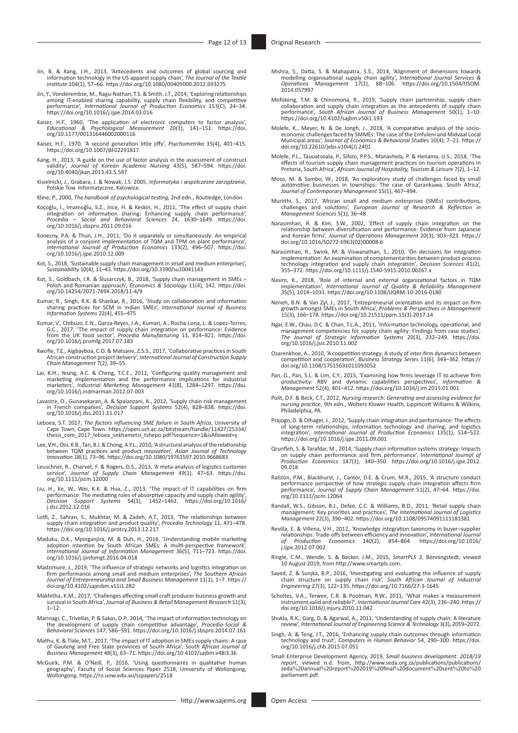Jin, B. & Kang, J.H., 2013, 'Antecedents and outcomes of global sourcing and information technology in the US apparel supply chain', *The Journal of the Textile Institute* 104(1), 57–66. https://doi.org/10.1080/00405000.2012.693275

Jin, Y., Vonderembse, M., Ragu-Nathan, T.S. & Smith, J.T., 2014, 'Exploring relationships among IT-enabled sharing capability, supply chain flexibility, and competitive performance', *International Journal of Production Economics* 153(C), 24–34. https://doi.org/10.1016/j.ijpe.2014.03.016

Kaiser, H.F., 1960, 'The application of electronic computers to factor analysis', *Educational & Psychological Measurement* 20(1), 141–151. https://doi.org/10.1177/001316446002000116

Kaiser, H.F., 1970, 'A second generation little jiffy', *Psychometrika* 35(4), 401–415. https://doi.org/10.1007/BF02291817

Kang, H., 2013, 'A guide on the use of factor analysis in the assessment of construct validity', *Journal of Korean Academic Nursing* 43(5), 587–594. https://doi.org/10.4040/jkan.2013.43.5.587

Kisielnicki, J., Grabara, J. & Nowak, J.S. 2005, *Informatyka i współczesne zarządzanie*, Polskie Tow. Informatyczne, Katowice.

Kline, P., 2000, *The handbook of psychological testing*, 2nd edn., Routledge, London.

Koçoğlu, İ., İmamoğlu, S.Z., İnce, H. & Keskin, H., 2011, 'The effect of supply chain integration on information sharing: Enhancing supply chain performance', *Procedia – Social and Behavioral Sciences* 24, 1630–1649. https://doi.org/10.1016/j.sbspro.2011.09.016

Konecny, P.A. & Thun, J.H., 2011, 'Do it separately or simultaneously: An empirical analysis of a conjoint implementation of TQM and TPM on plant performance', *International Journal of Production Economics* 133(2), 496–507. https://doi.org/10.1016/j.ijpe.2010.12.009

Kot, S., 2018, 'Sustainable supply chain management in small and medium enterprises', *Sustainability* 10(4), 11–43. https://doi.org/10.3390/su10041143

Kot, S., Goldbach, I.R. & Ślusarczyk, B., 2018, 'Supply chain management in SMEs – Polish and Romanian approach', *Economics & Sociology* 11(4), 142. https://doi.org/10.14254/2071-789X.2018/11-4/9

Kumar, R., Singh, R.K. & Shankar, R., 2016, 'Study on collaboration and information sharing practices for SCM in Indian SMEs', *International Journal of Business Information Systems* 22(4), 455–475

Kumar, V., Chibuzo, E.N., Garza-Reyes, J.A., Kumari, A., Rocha-Lona, L. & Lopez-Torres, G.C., 2017, 'The impact of supply chain integration on performance: Evidence from the UK food sector', *Procedia Manufacturing* 11, 814–821. https://doi.org/10.1016/j.promfg.2017.07.183

Kwofie, T.E., Aigbavboa, C.O. & Matsane, Z.S.S., 2017, 'Collaborative practices in South African construction project delivery', *International Journal of Construction Supply Chain Management* 7(2), 39–55.

Lai, K.H., Yeung, A.C. & Cheng, T.C.E., 2012, 'Configuring quality management and marketing implementation and the performance implications for industrial marketers', *Industrial Marketing Management* 41(8), 1284–1297. https://doi.org/10.1016/j.indmarman.2012.07.003

Lavastre, O., Gunasekaran, A. & Spalanzani, A., 2012, 'Supply chain risk management in French companies', *Decision Support Systems* 52(4), 828–838. https://doi.org/10.1016/j.dss.2011.11.017

Leboea, S.T. 2017, *The factors influencing SME failure in South Africa*, University of Cape Town, Cape Town. https://open.uct.ac.za/bitstream/handle/11427/25334/thesis_com_2017_leboea_sekhametsi_tshepo.pdf?sequence=1&isAllowed=y

Lee, V.H., Ooi, K.B., Tan, B.I. & Chong, A.Y.L., 2010, 'A structural analysis of the relationship between TQM practices and product innovation', *Asian Journal of Technology Innovation* 18(1), 73–96. https://doi.org/10.1080/19761597.2010.9668683

Leuschner, R., Charvet, F. & Rogers, D.S., 2013, 'A meta-analysis of logistics customer service', *Journal of Supply Chain Management* 49(1), 47–63. https://doi.org/10.1111/jscm.12000

Liu, H., Ke, W., Wei, K.K. & Hua, Z., 2013, 'The impact of IT capabilities on firm performance: The mediating roles of absorptive capacity and supply chain agility', *Decision Support Systems* 54(3), 1452–1462. https://doi.org/10.1016/j.dss.2012.12.016

Lotfi, Z., Sahran, S., Mukhtar, M. & Zadeh, A.T., 2013, 'The relationships between supply chain integration and product quality', *Procedia Technology* 11, 471–478. https://doi.org/10.1016/j.protcy.2013.12.217

Maduku, D.K., Mpinganjira, M. & Duh, H., 2016, 'Understanding mobile marketing adoption intention by South African SMEs: A multi-perspective framework', *International Journal of Information Management* 36(5), 711–723. https://doi.org/10.1016/j.ijinfomgt.2016.04.018

Madzimure, J., 2019, 'The influence of strategic networks and logistics integration on firm performance among small and medium enterprises', *The Southern African Journal of Entrepreneurship and Small Business Management* 11(1), 1–7. https://doi.org/10.4102/sajesbm.v11i1.282

Makhitha, K.M., 2017, 'Challenges affecting small craft producer business growth and survival in South Africa', *Journal of Business & Retail Management Research* 11(3), 1–12.

Marinagi, C., Trivellas, P. & Sakas, D.P., 2014, 'The impact of information technology on the development of supply chain competitive advantage', *Procedia-Social & Behavioral Sciences* 147, 586–591. https://doi.org/10.1016/j.sbspro.2014.07.161

Mathu, K. & Tlale, M.T., 2017, 'The impact of IT adoption in SMEs supply chains: A case of Gauteng and Free State provinces of South Africa', *South African Journal of Business Management* 48(3), 63–71. https://doi.org/10.4102/sajbm.v48i3.36

McGuirk, P.M. & O'Neill, P., 2016, 'Using questionnaires in qualitative human geography', Faculty of Social Sciences Paper 2518, University of Wollongong, Wollongong. https://ro.uow.edu.au/sspapers/2518

Mishra, S., Datta, S. & Mahapatra, S.S., 2014, 'Alignment of dimensions towards modelling organisational supply chain agility', *International Journal Services & Operations Management* 17(1), 88–106. https://doi.org/10.1504/IJSOM.2014.057997

Mofokeng, T.M. & Chinomona, R., 2019, 'Supply chain partnership, supply chain collaboration and supply chain integration as the antecedents of supply chain performance', *South African Journal of Business Management* 50(1), 1–10. https://doi.org/10.4102/sajbm.v50i1.193

Molefe, K., Meyer, N. & De Jongh, J., 2018, 'A comparative analysis of the socio-economic challenges faced by SMMEs: The case of the Emfuleni and Midvaal Local Municipal areas', *Journal of Economics & Behavioral Studies* 10(4), 7–21. https://doi.org/10.22610/jebs.v10i4(J).2401

Molefe, P.L., Tauoatsoala, P., Sifolo, P.P.S., Manavhela, P. & Henama, U.S., 2018, 'The effects of tourism supply chain management practices on tourism operations in Pretoria, South Africa', *African Journal of Hospitality, Tourism & Leisure* 7(2), 1–12.

Moos, M. & Sambo, W., 2018, 'An exploratory study of challenges faced by small automotive businesses in townships: The case of Garankuwa, South Africa', *Journal of Contemporary Management* 15(1), 467–494.

Muriithi, S., 2017, 'African small and medium enterprises (SMEs) contributions, challenges and solutions', *European Journal of Research & Reflection in Management Sciences* 5(1), 36–48.

Narasimhan, R. & Kim, S.W., 2002, 'Effect of supply chain integration on the relationship between diversification and performance: Evidence from Japanese and Korean firms', *Journal of Operations Management* 20(3), 303–323. https://doi.org/10.1016/S0272-6963(02)00008-6

Narasimhan, R., Swink, M. & Viswanathan, S., 2010, 'On decisions for integration implementation: An examination of complementarities between product-process technology integration and supply chain integration', *Decision Sciences* 41(2), 355–372. https://doi.org/10.1111/j.1540-5915.2010.00267.x

Nasim, K., 2018, 'Role of internal and external organizational factors in TQM implementation', *International Journal of Quality & Reliability Management* 35(5), 1014–1033. https://doi.org/10.1108/IJQRM-10-2016-0180

Neneh, B.N. & Van Zyl, J., 2017, 'Entrepreneurial orientation and its impact on firm growth amongst SMEs in South Africa', *Problems & Perspectives in Management* 15(3), 166–178. https://doi.org/10.21511/ppm.15(3).2017.14

Ngai, E.W., Chau, D.C. & Chan, T.L.A., 2011, 'Information technology, operational, and management competencies for supply chain agility: Findings from case studies', *The Journal of Strategic Information Systems* 20(3), 232–249. https://doi.org/10.1016/j.jsis.2010.11.002

Osarenkhoe, A., 2010, 'A coopetition strategy: A study of inter-firm dynamics between competition and cooperation', *Business Strategy Series* 11(6), 343–362. https://doi.org/10.1108/17515631011093052

Pan, G., Pan, S.L. & Lim, C.Y., 2015, 'Examining how firms leverage IT to achieve firm productivity: RBV and dynamic capabilities perspectives', *Information & Management* 52(4), 401–412. https://doi.org/10.1016/j.im.2015.01.001

Polit, D.F. & Beck, C.T., 2012, *Nursing research: Generating and assessing evidence for nursing practice*, 9th edn., Wolters Klower Health, Lippincott Williams & Wilkins, Philadelphia, PA.

Prajogo, D. & Olhager, J., 2012, 'Supply chain integration and performance: The effects of long-term relationships, information technology and sharing, and logistics integration', *International Journal of Production Economics* 135(1), 514–522. https://doi.org/10.1016/j.ijpe.2011.09.001

Qrunfleh, S. & Tarafdar, M., 2014, 'Supply chain information systems strategy: Impacts on supply chain performance and firm performance', *International Journal of Production Economics* 147(1), 340–350. https://doi.org/10.1016/j.ijpe.2012.09.018

Ralston, P.M., Blackhurst, J., Cantor, D.E. & Crum, M.R., 2015, 'A structure conduct performance perspective of how strategic supply chain integration affects firm performance', *Journal of Supply Chain Management* 51(2), 47–64. https://doi.org/10.1111/jscm.12064

Randall, W.S., Gibson, B.J., Defee, C.C. & Williams, B.D., 2011, 'Retail supply chain management: Key priorities and practices', *The International Journal of Logistics Management* 22(3), 390–402. https://doi.org/10.1108/09574091111181381

Revilla, E. & Villena, V.H., 2012, 'Knowledge integration taxonomy in buyer–supplier relationships: Trade-offs between efficiency and innovation', *International Journal of Production Economics* 140(2), 854–864. https://doi.org/10.1016/j.ijpe.2012.07.002

Ringle, C.M., Wende, S. & Becker, J.M., 2015, *SmartPLS 3*, Bönningstedt, viewed 10 August 2019, from http://www.smartpls.com.

Sayed, Z. & Sunjka, B.P., 2016, 'Investigating and evaluating the influence of supply chain structure on supply chain risk', *South African Journal of Industrial Engineering* 27(3), 122–135. https://doi.org/10.7166/27-3-1645

Scholtes, V.A., Terwee, C.B. & Poolman, R.W., 2011, 'What makes a measurement instrument valid and reliable?', *International Journal Care* 42(3), 236–240. https://doi.org/10.1016/j.injury.2010.11.042

Shukla, R.K., Garg, D. & Agarwal, A., 2011, 'Understanding of supply chain: A literature review', *International Journal of Engineering Science & Technology* 3(3), 2059–2072.

Singh, A. & Teng, J.T., 2016, 'Enhancing supply chain outcomes through information technology and trust', *Computers in Human Behavior* 54, 290–300. https://doi.org/10.1016/j.chb.2015.07.051

Small Enterprise Development Agency, 2019, *Small business development. 2018/19 report*, viewed n.d. from, http://www.seda.org.za/publications/publications/seda%20annual%20report%202019%20final%20document%20sent%20to%20parliament.pdf.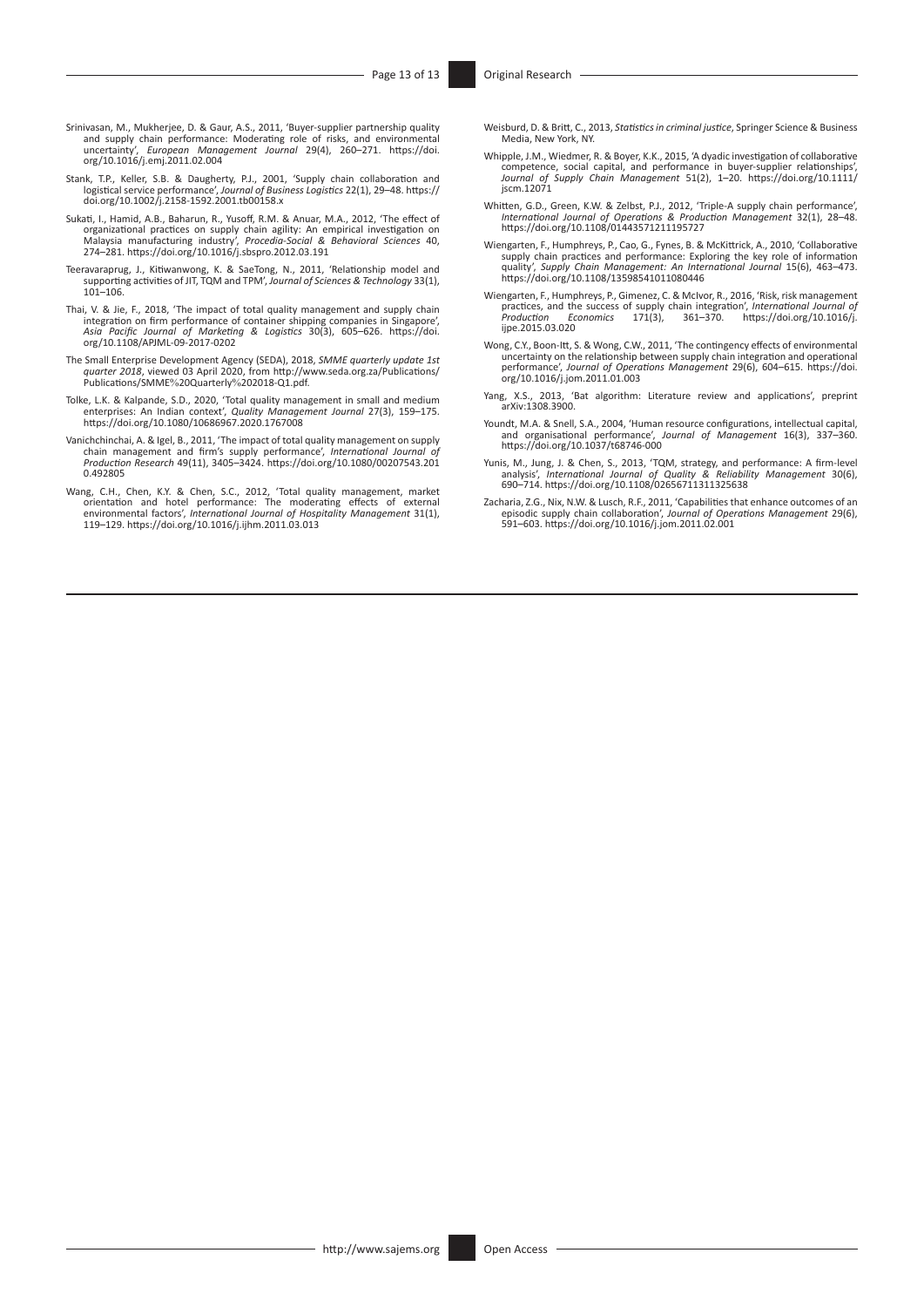Srinivasan, M., Mukherjee, D. & Gaur, A.S., 2011, 'Buyer-supplier partnership quality and supply chain performance: Moderating role of risks, and environmental uncertainty', *European Management Journal* 29(4), 260–271. https://doi.org/10.1016/j.emj.2011.02.004

Stank, T.P., Keller, S.B. & Daugherty, P.J., 2001, 'Supply chain collaboration and logistical service performance', *Journal of Business Logistics* 22(1), 29–48. https://doi.org/10.1002/j.2158-1592.2001.tb00158.x

Sukati, I., Hamid, A.B., Baharun, R., Yusoff, R.M. & Anuar, M.A., 2012, 'The effect of organizational practices on supply chain agility: An empirical investigation on Malaysia manufacturing industry', *Procedia-Social & Behavioral Sciences* 40, 274–281. https://doi.org/10.1016/j.sbspro.2012.03.191

Teeravaraprug, J., Kitiwanwong, K. & SaeTong, N., 2011, 'Relationship model and supporting activities of JIT, TQM and TPM', *Journal of Sciences & Technology* 33(1), 101–106.

Thai, V. & Jie, F., 2018, 'The impact of total quality management and supply chain integration on firm performance of container shipping companies in Singapore', *Asia Pacific Journal of Marketing & Logistics* 30(3), 605–626. https://doi.org/10.1108/APJML-09-2017-0202

The Small Enterprise Development Agency (SEDA), 2018, *SMME quarterly update 1st quarter 2018*, viewed 03 April 2020, from http://www.seda.org.za/Publications/Publications/SMME%20Quarterly%202018-Q1.pdf.

Tolke, L.K. & Kalpande, S.D., 2020, 'Total quality management in small and medium enterprises: An Indian context', *Quality Management Journal* 27(3), 159–175. https://doi.org/10.1080/10686967.2020.1767008

Vanichchinchai, A. & Igel, B., 2011, 'The impact of total quality management on supply chain management and firm's supply performance', *International Journal of Production Research* 49(11), 3405–3424. https://doi.org/10.1080/00207543.2010.492805

Wang, C.H., Chen, K.Y. & Chen, S.C., 2012, 'Total quality management, market orientation and hotel performance: The moderating effects of external environmental factors', *International Journal of Hospitality Management* 31(1), 119–129. https://doi.org/10.1016/j.ijhm.2011.03.013

Weisburd, D. & Britt, C., 2013, *Statistics in criminal justice*, Springer Science & Business Media, New York, NY.

Whipple, J.M., Wiedmer, R. & Boyer, K.K., 2015, 'A dyadic investigation of collaborative competence, social capital, and performance in buyer-supplier relationships', *Journal of Supply Chain Management* 51(2), 1–20. https://doi.org/10.1111/jscm.12071

Whitten, G.D., Green, K.W. & Zelbst, P.J., 2012, 'Triple-A supply chain performance', *International Journal of Operations & Production Management* 32(1), 28–48. https://doi.org/10.1108/01443571211195727

Wiengarten, F., Humphreys, P., Cao, G., Fynes, B. & McKittrick, A., 2010, 'Collaborative supply chain practices and performance: Exploring the key role of information quality', *Supply Chain Management: An International Journal* 15(6), 463–473. https://doi.org/10.1108/13598541011080446

Wiengarten, F., Humphreys, P., Gimenez, C. & McIvor, R., 2016, 'Risk, risk management practices, and the success of supply chain integration', *International Journal of Production Economics* 171(3), 361–370. https://doi.org/10.1016/j.ijpe.2015.03.020

Wong, C.Y., Boon-Itt, S. & Wong, C.W., 2011, 'The contingency effects of environmental uncertainty on the relationship between supply chain integration and operational performance', *Journal of Operations Management* 29(6), 604–615. https://doi.org/10.1016/j.jom.2011.01.003

Yang, X.S., 2013, 'Bat algorithm: Literature review and applications', preprint arXiv:1308.3900.

Youndt, M.A. & Snell, S.A., 2004, 'Human resource configurations, intellectual capital, and organisational performance', *Journal of Management* 16(3), 337–360. https://doi.org/10.1037/t68746-000

Yunis, M., Jung, J. & Chen, S., 2013, 'TQM, strategy, and performance: A firm-level analysis', *International Journal of Quality & Reliability Management* 30(6), 690–714. https://doi.org/10.1108/02656711311325638

Zacharia, Z.G., Nix, N.W. & Lusch, R.F., 2011, 'Capabilities that enhance outcomes of an episodic supply chain collaboration', *Journal of Operations Management* 29(6), 591–603. https://doi.org/10.1016/j.jom.2011.02.001